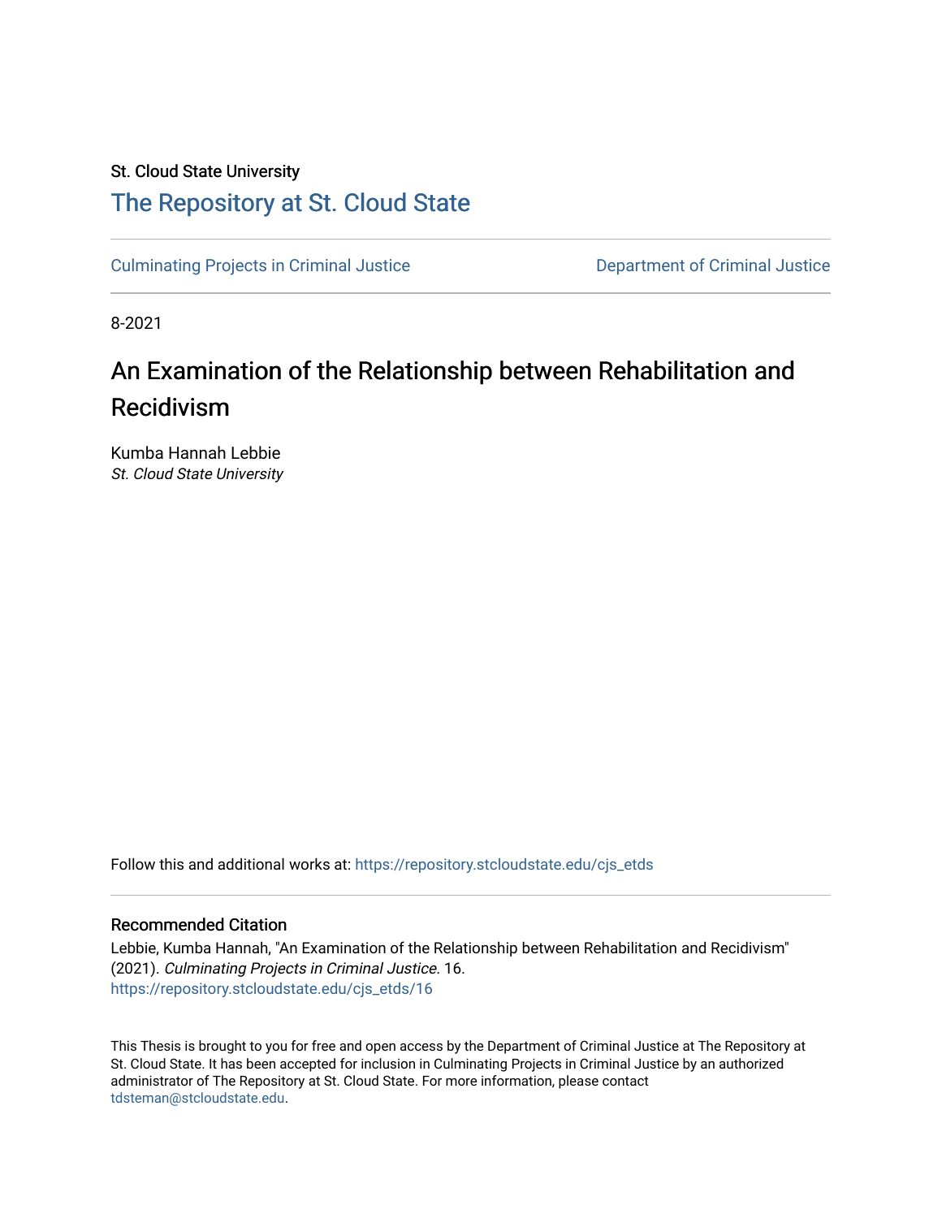St. Cloud State University

# The Repository at St. Cloud State

Culminating Projects in Criminal Justice | Department of Criminal Justice

8-2021

## An Examination of the Relationship between Rehabilitation and Recidivism

Kumba Hannah Lebbie
*St. Cloud State University*

Follow this and additional works at: https://repository.stcloudstate.edu/cjs_etds

### Recommended Citation

Lebbie, Kumba Hannah, "An Examination of the Relationship between Rehabilitation and Recidivism" (2021). *Culminating Projects in Criminal Justice*. 16.
https://repository.stcloudstate.edu/cjs_etds/16

This Thesis is brought to you for free and open access by the Department of Criminal Justice at The Repository at St. Cloud State. It has been accepted for inclusion in Culminating Projects in Criminal Justice by an authorized administrator of The Repository at St. Cloud State. For more information, please contact tdsteman@stcloudstate.edu.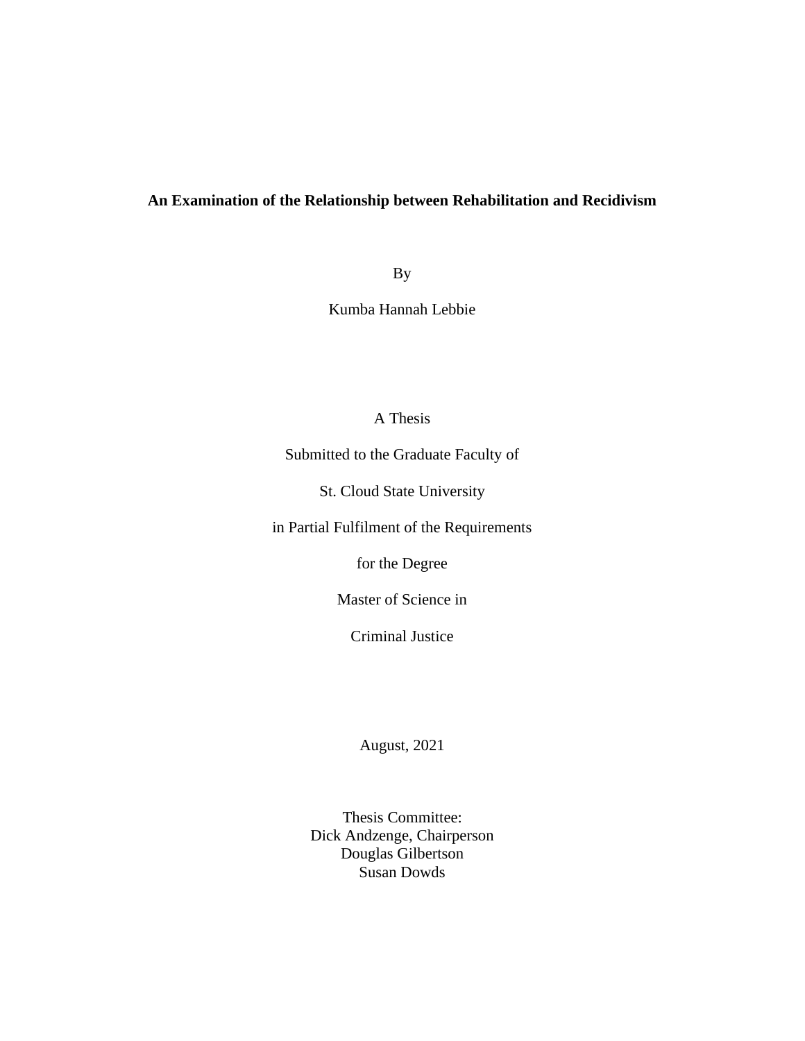**An Examination of the Relationship between Rehabilitation and Recidivism**

By

Kumba Hannah Lebbie

A Thesis

Submitted to the Graduate Faculty of

St. Cloud State University

in Partial Fulfilment of the Requirements

for the Degree

Master of Science in

Criminal Justice

August, 2021

Thesis Committee:
Dick Andzenge, Chairperson
Douglas Gilbertson
Susan Dowds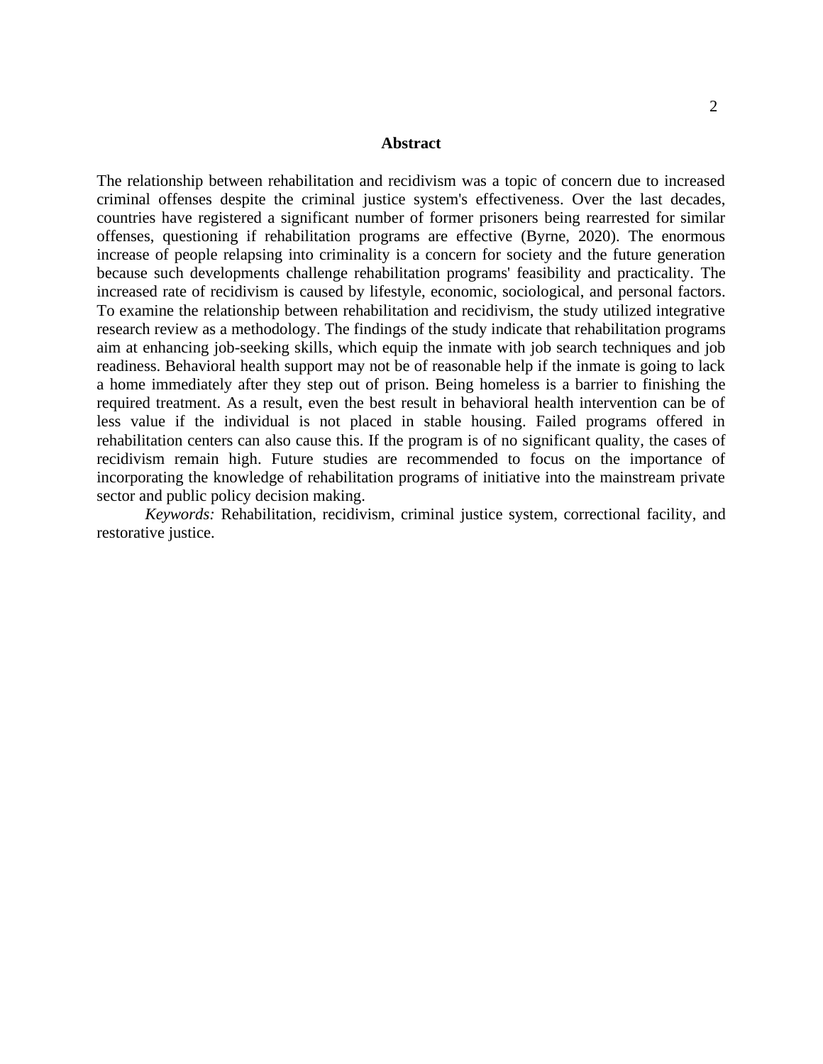# Abstract

The relationship between rehabilitation and recidivism was a topic of concern due to increased criminal offenses despite the criminal justice system's effectiveness. Over the last decades, countries have registered a significant number of former prisoners being rearrested for similar offenses, questioning if rehabilitation programs are effective (Byrne, 2020). The enormous increase of people relapsing into criminality is a concern for society and the future generation because such developments challenge rehabilitation programs' feasibility and practicality. The increased rate of recidivism is caused by lifestyle, economic, sociological, and personal factors. To examine the relationship between rehabilitation and recidivism, the study utilized integrative research review as a methodology. The findings of the study indicate that rehabilitation programs aim at enhancing job-seeking skills, which equip the inmate with job search techniques and job readiness. Behavioral health support may not be of reasonable help if the inmate is going to lack a home immediately after they step out of prison. Being homeless is a barrier to finishing the required treatment. As a result, even the best result in behavioral health intervention can be of less value if the individual is not placed in stable housing. Failed programs offered in rehabilitation centers can also cause this. If the program is of no significant quality, the cases of recidivism remain high. Future studies are recommended to focus on the importance of incorporating the knowledge of rehabilitation programs of initiative into the mainstream private sector and public policy decision making.

*Keywords:* Rehabilitation, recidivism, criminal justice system, correctional facility, and restorative justice.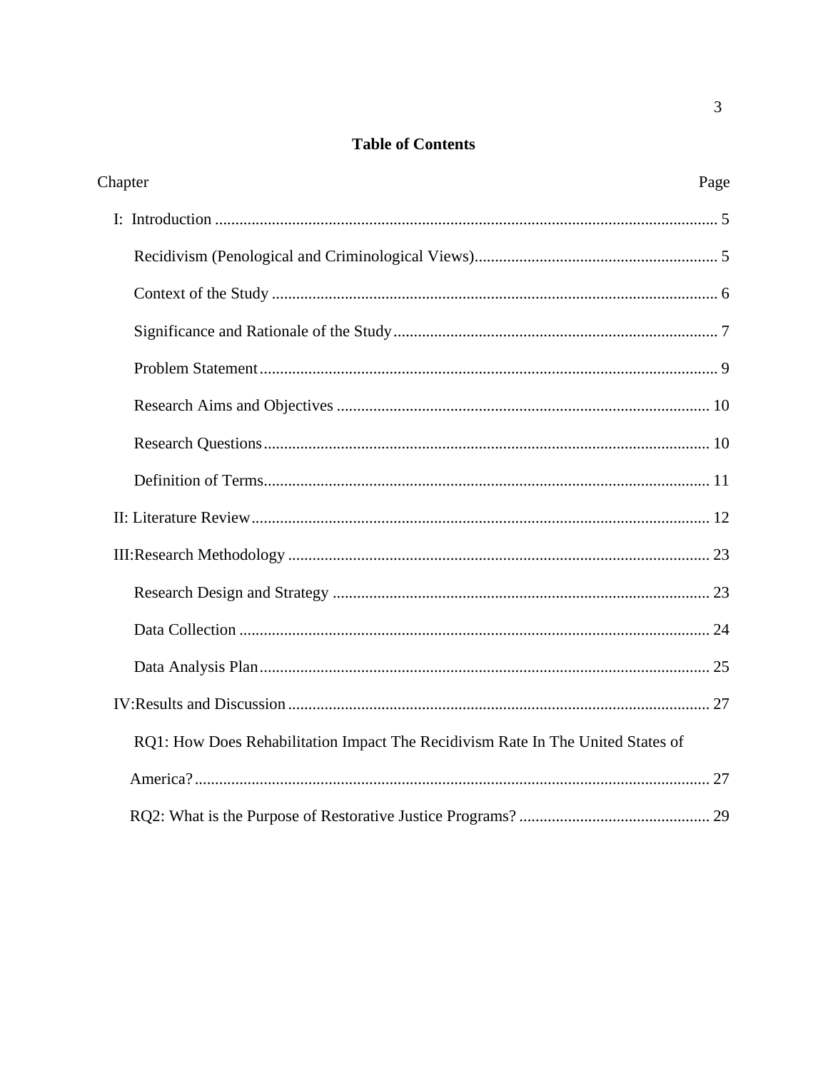**Table of Contents**

| Chapter | Page |
|---|---|
| I: Introduction | 5 |
| Recidivism (Penological and Criminological Views) | 5 |
| Context of the Study | 6 |
| Significance and Rationale of the Study | 7 |
| Problem Statement | 9 |
| Research Aims and Objectives | 10 |
| Research Questions | 10 |
| Definition of Terms | 11 |
| II: Literature Review | 12 |
| III:Research Methodology | 23 |
| Research Design and Strategy | 23 |
| Data Collection | 24 |
| Data Analysis Plan | 25 |
| IV:Results and Discussion | 27 |
| RQ1: How Does Rehabilitation Impact The Recidivism Rate In The United States of America? | 27 |
| RQ2: What is the Purpose of Restorative Justice Programs? | 29 |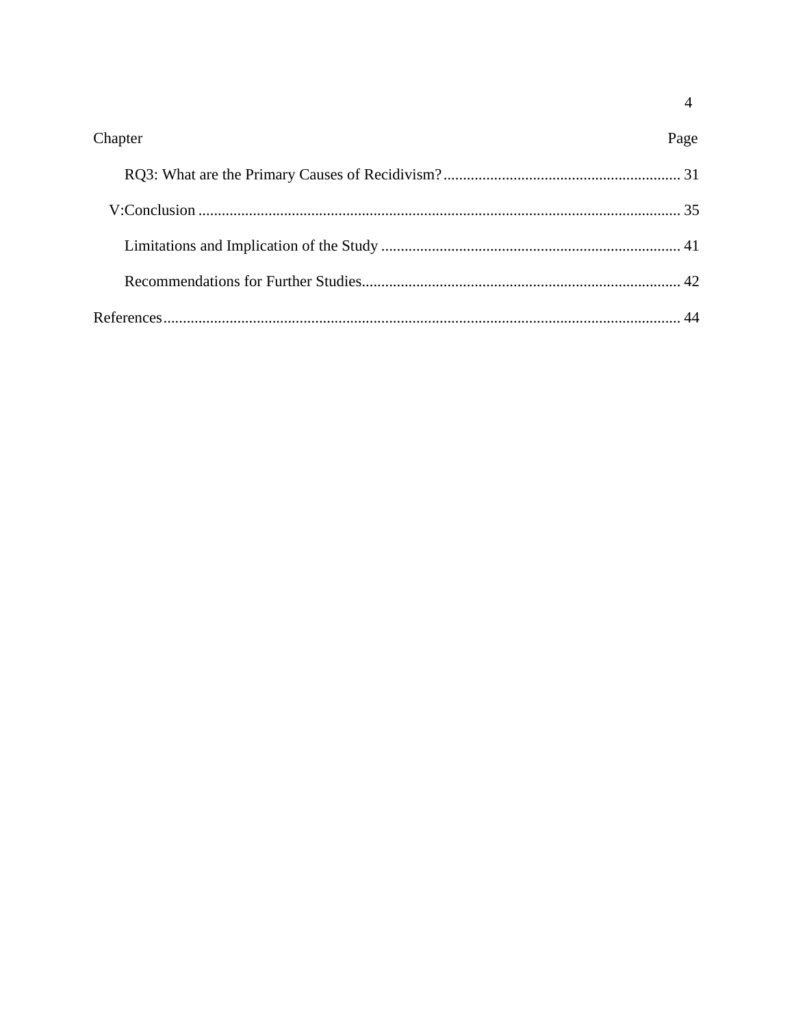Chapter Page

RQ3: What are the Primary Causes of Recidivism? ............................................................ 31

V:Conclusion ............................................................................................................................ 35

Limitations and Implication of the Study ............................................................................ 41

Recommendations for Further Studies................................................................................. 42

References..................................................................................................................................... 44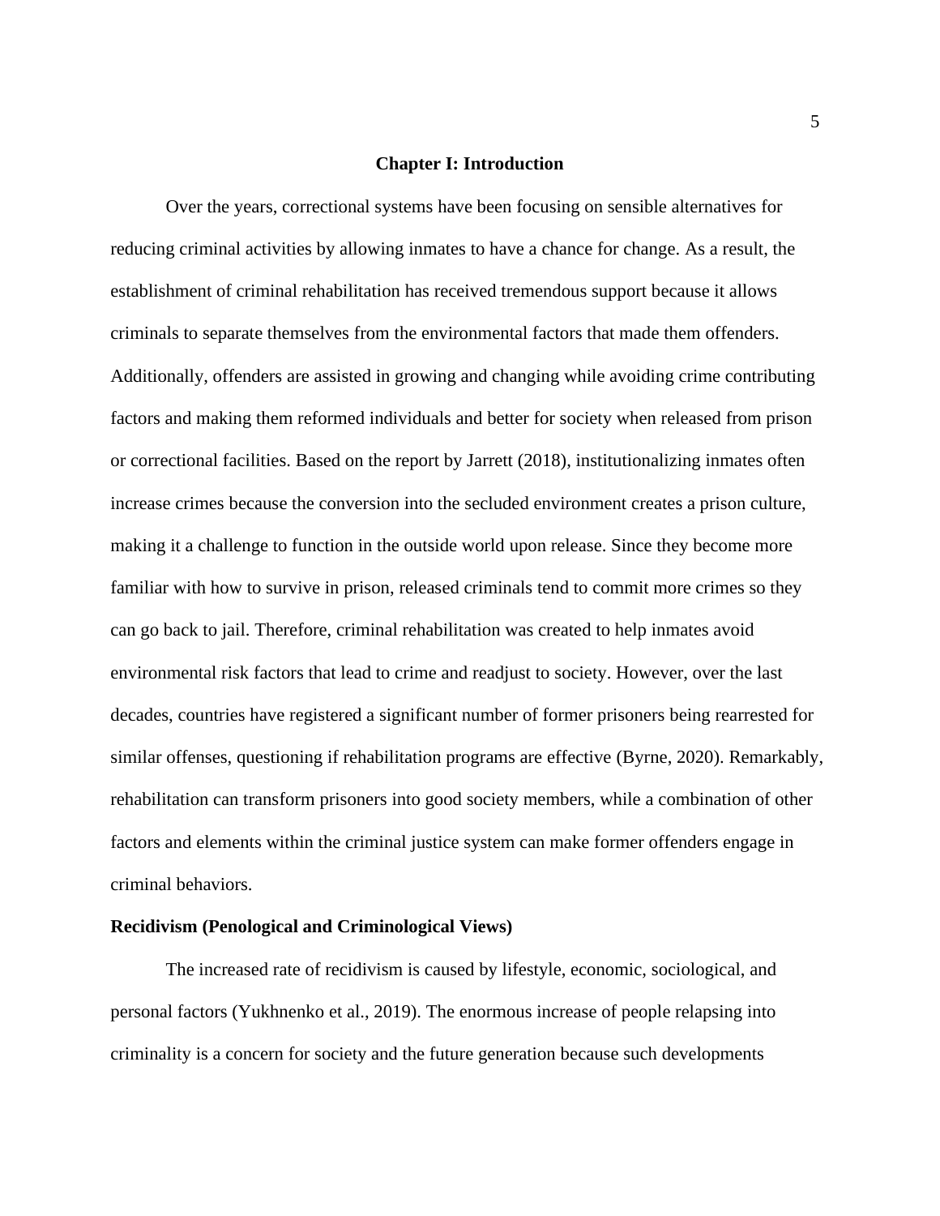# Chapter I: Introduction

Over the years, correctional systems have been focusing on sensible alternatives for reducing criminal activities by allowing inmates to have a chance for change. As a result, the establishment of criminal rehabilitation has received tremendous support because it allows criminals to separate themselves from the environmental factors that made them offenders. Additionally, offenders are assisted in growing and changing while avoiding crime contributing factors and making them reformed individuals and better for society when released from prison or correctional facilities. Based on the report by Jarrett (2018), institutionalizing inmates often increase crimes because the conversion into the secluded environment creates a prison culture, making it a challenge to function in the outside world upon release. Since they become more familiar with how to survive in prison, released criminals tend to commit more crimes so they can go back to jail. Therefore, criminal rehabilitation was created to help inmates avoid environmental risk factors that lead to crime and readjust to society. However, over the last decades, countries have registered a significant number of former prisoners being rearrested for similar offenses, questioning if rehabilitation programs are effective (Byrne, 2020). Remarkably, rehabilitation can transform prisoners into good society members, while a combination of other factors and elements within the criminal justice system can make former offenders engage in criminal behaviors.

## Recidivism (Penological and Criminological Views)

The increased rate of recidivism is caused by lifestyle, economic, sociological, and personal factors (Yukhnenko et al., 2019). The enormous increase of people relapsing into criminality is a concern for society and the future generation because such developments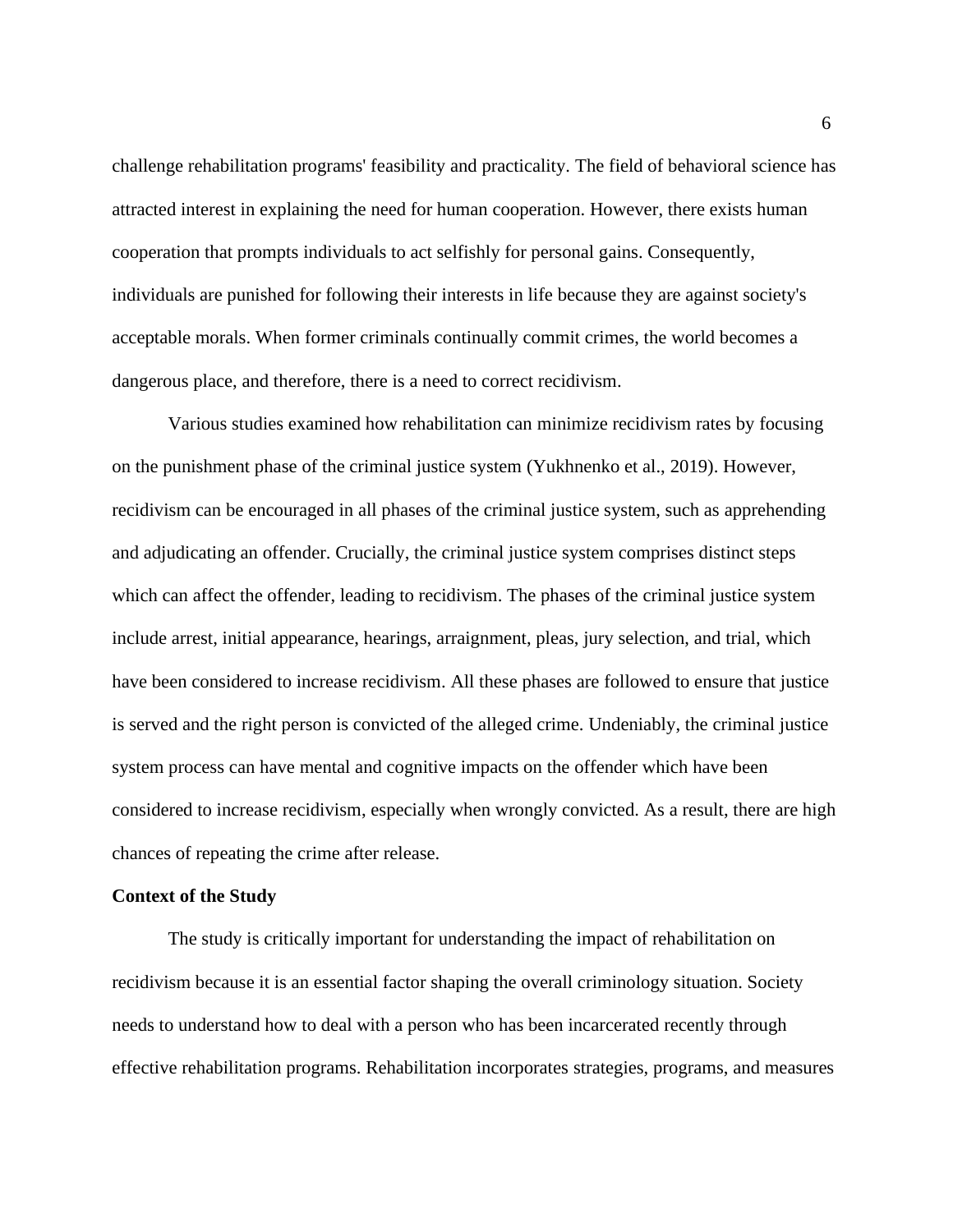challenge rehabilitation programs' feasibility and practicality. The field of behavioral science has attracted interest in explaining the need for human cooperation. However, there exists human cooperation that prompts individuals to act selfishly for personal gains. Consequently, individuals are punished for following their interests in life because they are against society's acceptable morals. When former criminals continually commit crimes, the world becomes a dangerous place, and therefore, there is a need to correct recidivism.

Various studies examined how rehabilitation can minimize recidivism rates by focusing on the punishment phase of the criminal justice system (Yukhnenko et al., 2019). However, recidivism can be encouraged in all phases of the criminal justice system, such as apprehending and adjudicating an offender. Crucially, the criminal justice system comprises distinct steps which can affect the offender, leading to recidivism. The phases of the criminal justice system include arrest, initial appearance, hearings, arraignment, pleas, jury selection, and trial, which have been considered to increase recidivism. All these phases are followed to ensure that justice is served and the right person is convicted of the alleged crime. Undeniably, the criminal justice system process can have mental and cognitive impacts on the offender which have been considered to increase recidivism, especially when wrongly convicted. As a result, there are high chances of repeating the crime after release.

**Context of the Study**

The study is critically important for understanding the impact of rehabilitation on recidivism because it is an essential factor shaping the overall criminology situation. Society needs to understand how to deal with a person who has been incarcerated recently through effective rehabilitation programs. Rehabilitation incorporates strategies, programs, and measures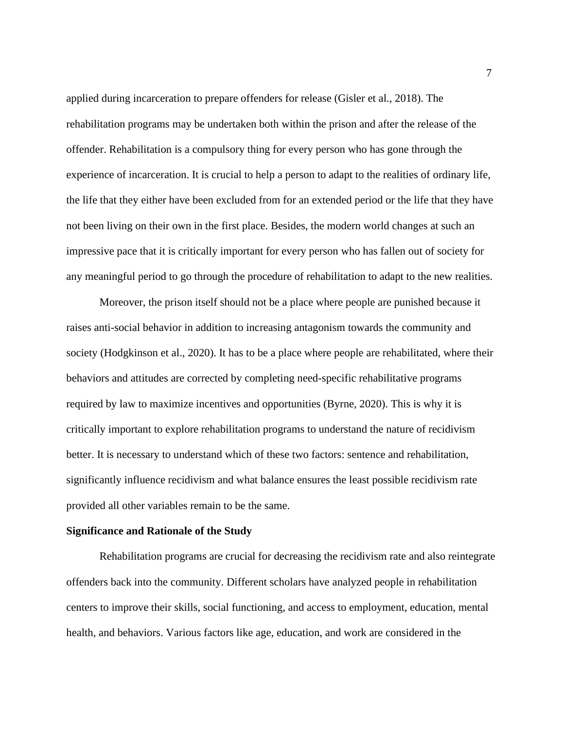applied during incarceration to prepare offenders for release (Gisler et al., 2018). The rehabilitation programs may be undertaken both within the prison and after the release of the offender. Rehabilitation is a compulsory thing for every person who has gone through the experience of incarceration. It is crucial to help a person to adapt to the realities of ordinary life, the life that they either have been excluded from for an extended period or the life that they have not been living on their own in the first place. Besides, the modern world changes at such an impressive pace that it is critically important for every person who has fallen out of society for any meaningful period to go through the procedure of rehabilitation to adapt to the new realities.

Moreover, the prison itself should not be a place where people are punished because it raises anti-social behavior in addition to increasing antagonism towards the community and society (Hodgkinson et al., 2020). It has to be a place where people are rehabilitated, where their behaviors and attitudes are corrected by completing need-specific rehabilitative programs required by law to maximize incentives and opportunities (Byrne, 2020). This is why it is critically important to explore rehabilitation programs to understand the nature of recidivism better. It is necessary to understand which of these two factors: sentence and rehabilitation, significantly influence recidivism and what balance ensures the least possible recidivism rate provided all other variables remain to be the same.

**Significance and Rationale of the Study**

Rehabilitation programs are crucial for decreasing the recidivism rate and also reintegrate offenders back into the community. Different scholars have analyzed people in rehabilitation centers to improve their skills, social functioning, and access to employment, education, mental health, and behaviors. Various factors like age, education, and work are considered in the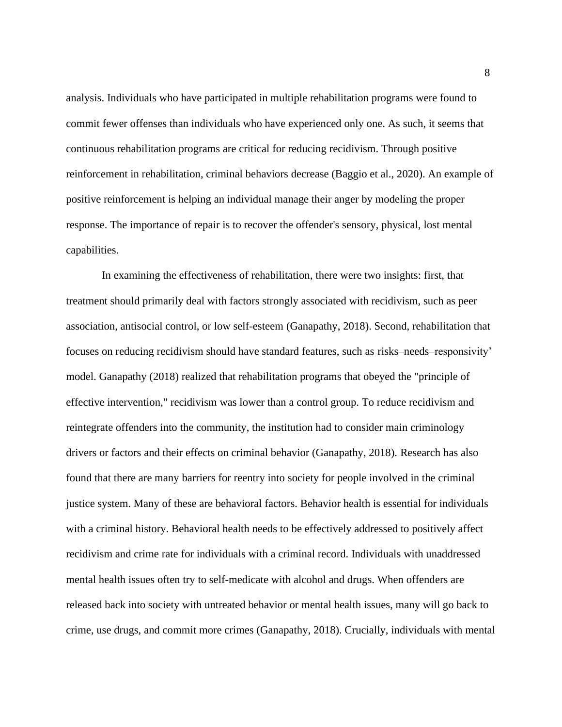analysis. Individuals who have participated in multiple rehabilitation programs were found to commit fewer offenses than individuals who have experienced only one. As such, it seems that continuous rehabilitation programs are critical for reducing recidivism. Through positive reinforcement in rehabilitation, criminal behaviors decrease (Baggio et al., 2020). An example of positive reinforcement is helping an individual manage their anger by modeling the proper response. The importance of repair is to recover the offender's sensory, physical, lost mental capabilities.

In examining the effectiveness of rehabilitation, there were two insights: first, that treatment should primarily deal with factors strongly associated with recidivism, such as peer association, antisocial control, or low self-esteem (Ganapathy, 2018). Second, rehabilitation that focuses on reducing recidivism should have standard features, such as risks–needs–responsivity' model. Ganapathy (2018) realized that rehabilitation programs that obeyed the "principle of effective intervention," recidivism was lower than a control group. To reduce recidivism and reintegrate offenders into the community, the institution had to consider main criminology drivers or factors and their effects on criminal behavior (Ganapathy, 2018). Research has also found that there are many barriers for reentry into society for people involved in the criminal justice system. Many of these are behavioral factors. Behavior health is essential for individuals with a criminal history. Behavioral health needs to be effectively addressed to positively affect recidivism and crime rate for individuals with a criminal record. Individuals with unaddressed mental health issues often try to self-medicate with alcohol and drugs. When offenders are released back into society with untreated behavior or mental health issues, many will go back to crime, use drugs, and commit more crimes (Ganapathy, 2018). Crucially, individuals with mental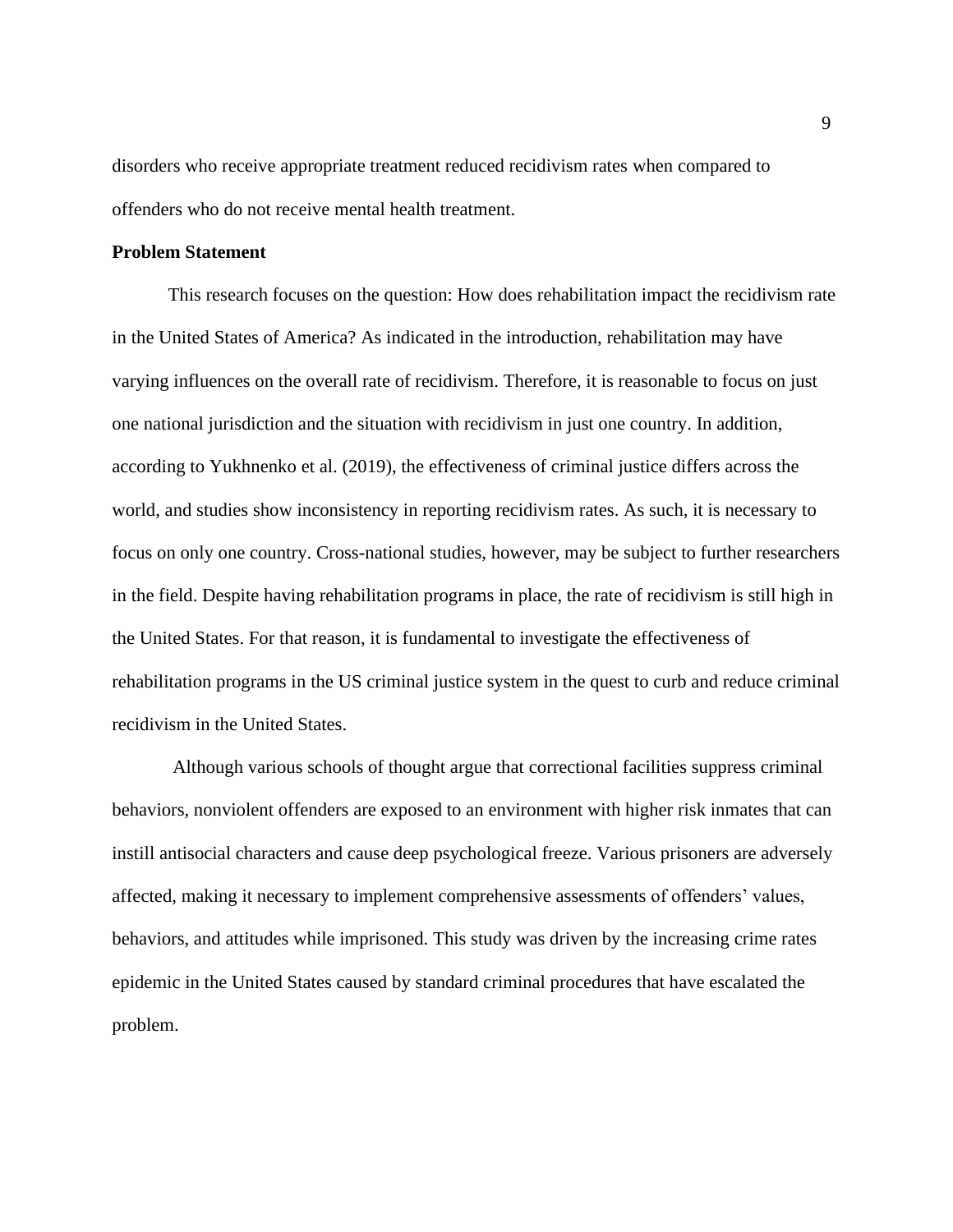disorders who receive appropriate treatment reduced recidivism rates when compared to offenders who do not receive mental health treatment.

**Problem Statement**

This research focuses on the question: How does rehabilitation impact the recidivism rate in the United States of America? As indicated in the introduction, rehabilitation may have varying influences on the overall rate of recidivism. Therefore, it is reasonable to focus on just one national jurisdiction and the situation with recidivism in just one country. In addition, according to Yukhnenko et al. (2019), the effectiveness of criminal justice differs across the world, and studies show inconsistency in reporting recidivism rates. As such, it is necessary to focus on only one country. Cross-national studies, however, may be subject to further researchers in the field. Despite having rehabilitation programs in place, the rate of recidivism is still high in the United States. For that reason, it is fundamental to investigate the effectiveness of rehabilitation programs in the US criminal justice system in the quest to curb and reduce criminal recidivism in the United States.

Although various schools of thought argue that correctional facilities suppress criminal behaviors, nonviolent offenders are exposed to an environment with higher risk inmates that can instill antisocial characters and cause deep psychological freeze. Various prisoners are adversely affected, making it necessary to implement comprehensive assessments of offenders' values, behaviors, and attitudes while imprisoned. This study was driven by the increasing crime rates epidemic in the United States caused by standard criminal procedures that have escalated the problem.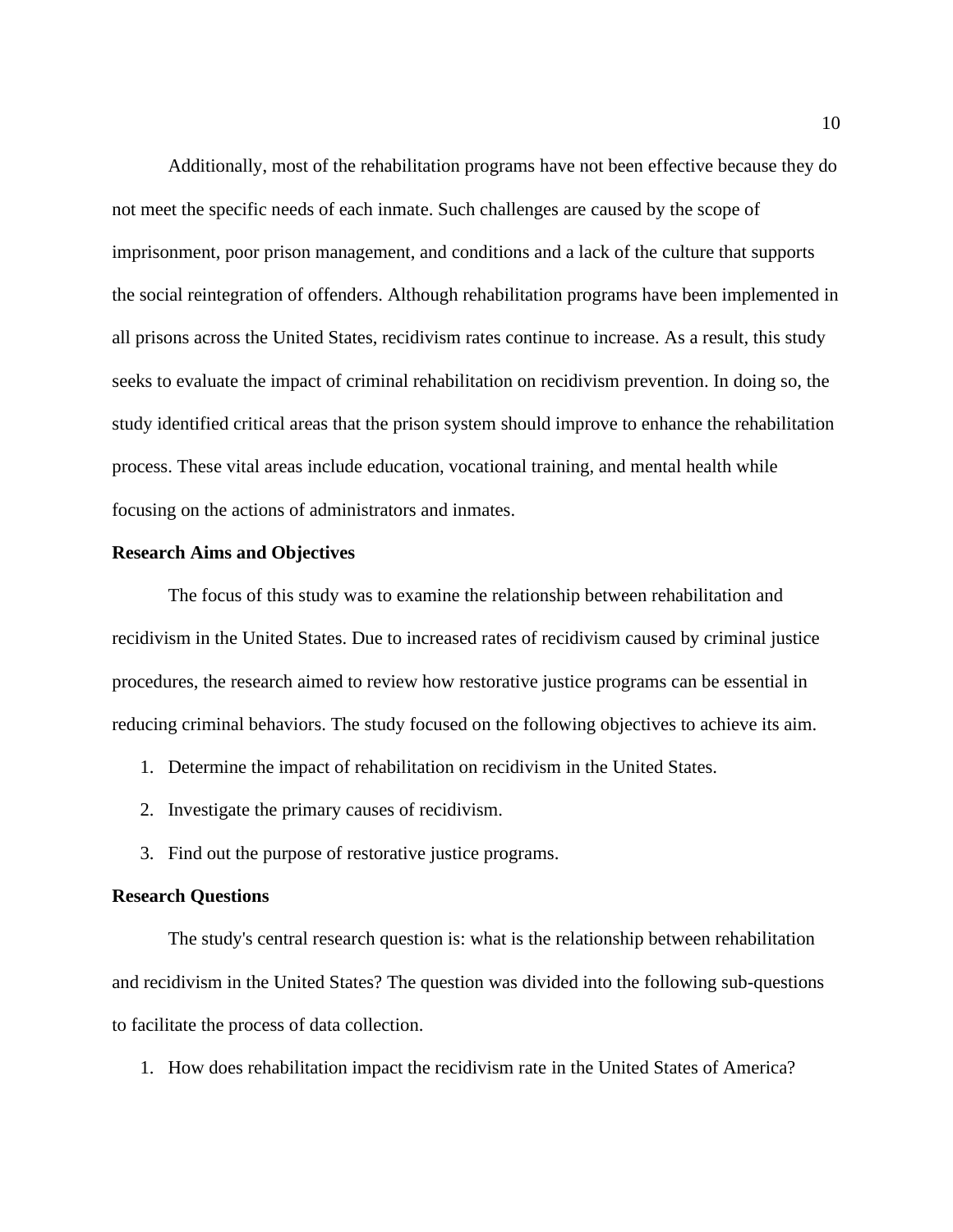Additionally, most of the rehabilitation programs have not been effective because they do not meet the specific needs of each inmate. Such challenges are caused by the scope of imprisonment, poor prison management, and conditions and a lack of the culture that supports the social reintegration of offenders. Although rehabilitation programs have been implemented in all prisons across the United States, recidivism rates continue to increase. As a result, this study seeks to evaluate the impact of criminal rehabilitation on recidivism prevention. In doing so, the study identified critical areas that the prison system should improve to enhance the rehabilitation process. These vital areas include education, vocational training, and mental health while focusing on the actions of administrators and inmates.

**Research Aims and Objectives**

The focus of this study was to examine the relationship between rehabilitation and recidivism in the United States. Due to increased rates of recidivism caused by criminal justice procedures, the research aimed to review how restorative justice programs can be essential in reducing criminal behaviors. The study focused on the following objectives to achieve its aim.

1. Determine the impact of rehabilitation on recidivism in the United States.
2. Investigate the primary causes of recidivism.
3. Find out the purpose of restorative justice programs.

**Research Questions**

The study's central research question is: what is the relationship between rehabilitation and recidivism in the United States? The question was divided into the following sub-questions to facilitate the process of data collection.

1. How does rehabilitation impact the recidivism rate in the United States of America?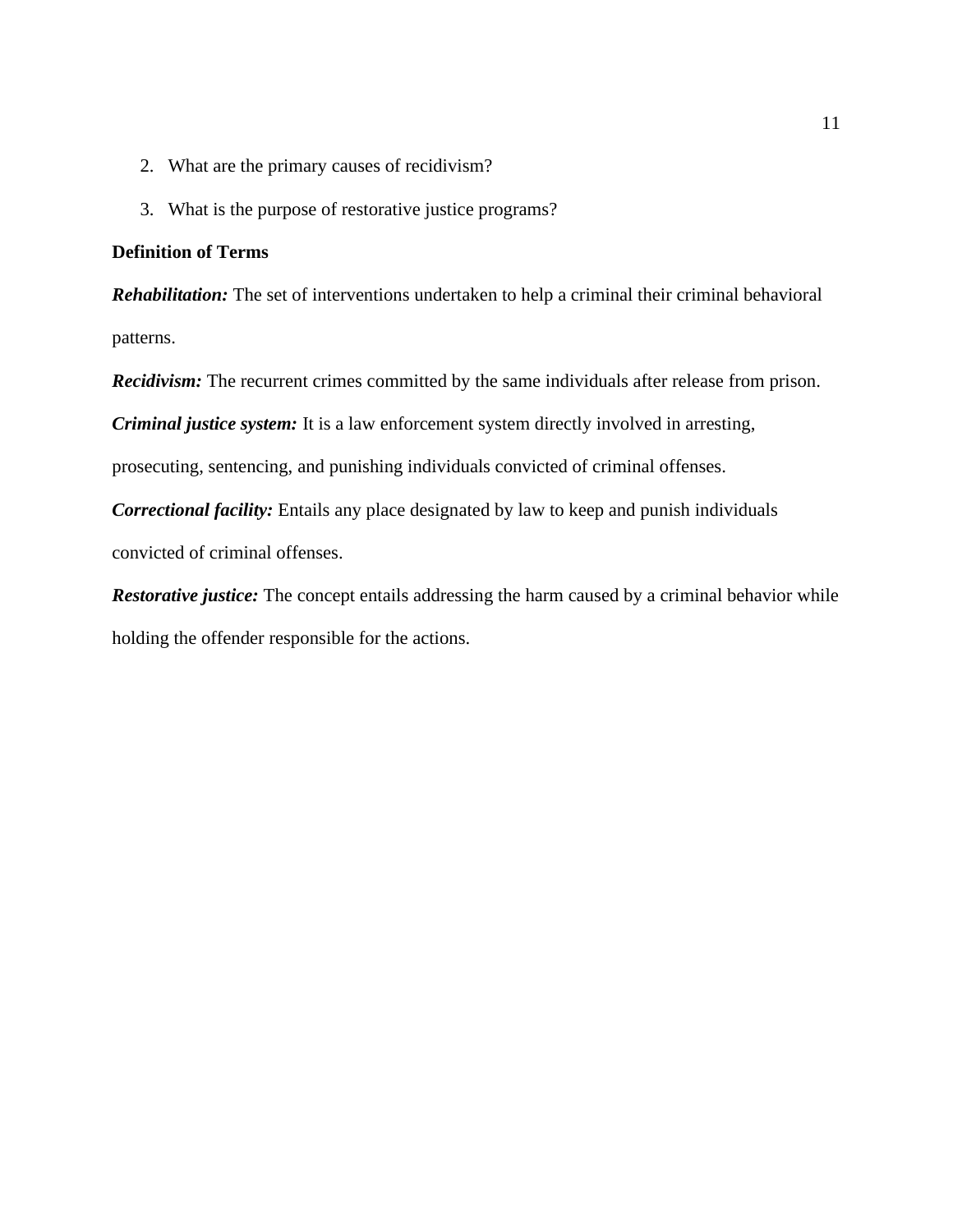2. What are the primary causes of recidivism?
3. What is the purpose of restorative justice programs?

**Definition of Terms**

***Rehabilitation:*** The set of interventions undertaken to help a criminal their criminal behavioral patterns.

***Recidivism:*** The recurrent crimes committed by the same individuals after release from prison.

***Criminal justice system:*** It is a law enforcement system directly involved in arresting, prosecuting, sentencing, and punishing individuals convicted of criminal offenses.

***Correctional facility:*** Entails any place designated by law to keep and punish individuals convicted of criminal offenses.

***Restorative justice:*** The concept entails addressing the harm caused by a criminal behavior while holding the offender responsible for the actions.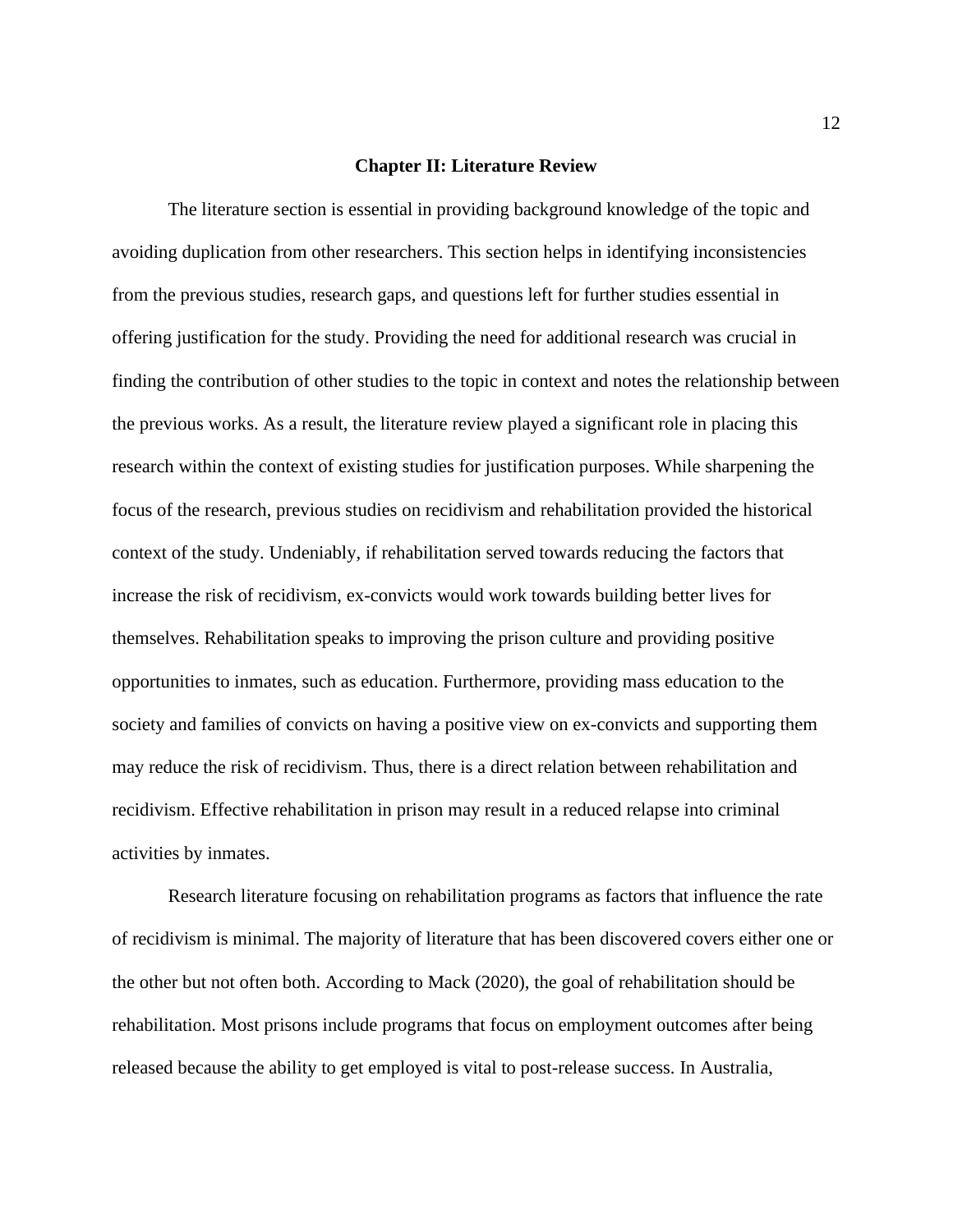## Chapter II: Literature Review

The literature section is essential in providing background knowledge of the topic and avoiding duplication from other researchers. This section helps in identifying inconsistencies from the previous studies, research gaps, and questions left for further studies essential in offering justification for the study. Providing the need for additional research was crucial in finding the contribution of other studies to the topic in context and notes the relationship between the previous works. As a result, the literature review played a significant role in placing this research within the context of existing studies for justification purposes. While sharpening the focus of the research, previous studies on recidivism and rehabilitation provided the historical context of the study. Undeniably, if rehabilitation served towards reducing the factors that increase the risk of recidivism, ex-convicts would work towards building better lives for themselves. Rehabilitation speaks to improving the prison culture and providing positive opportunities to inmates, such as education. Furthermore, providing mass education to the society and families of convicts on having a positive view on ex-convicts and supporting them may reduce the risk of recidivism. Thus, there is a direct relation between rehabilitation and recidivism. Effective rehabilitation in prison may result in a reduced relapse into criminal activities by inmates.

Research literature focusing on rehabilitation programs as factors that influence the rate of recidivism is minimal. The majority of literature that has been discovered covers either one or the other but not often both. According to Mack (2020), the goal of rehabilitation should be rehabilitation. Most prisons include programs that focus on employment outcomes after being released because the ability to get employed is vital to post-release success. In Australia,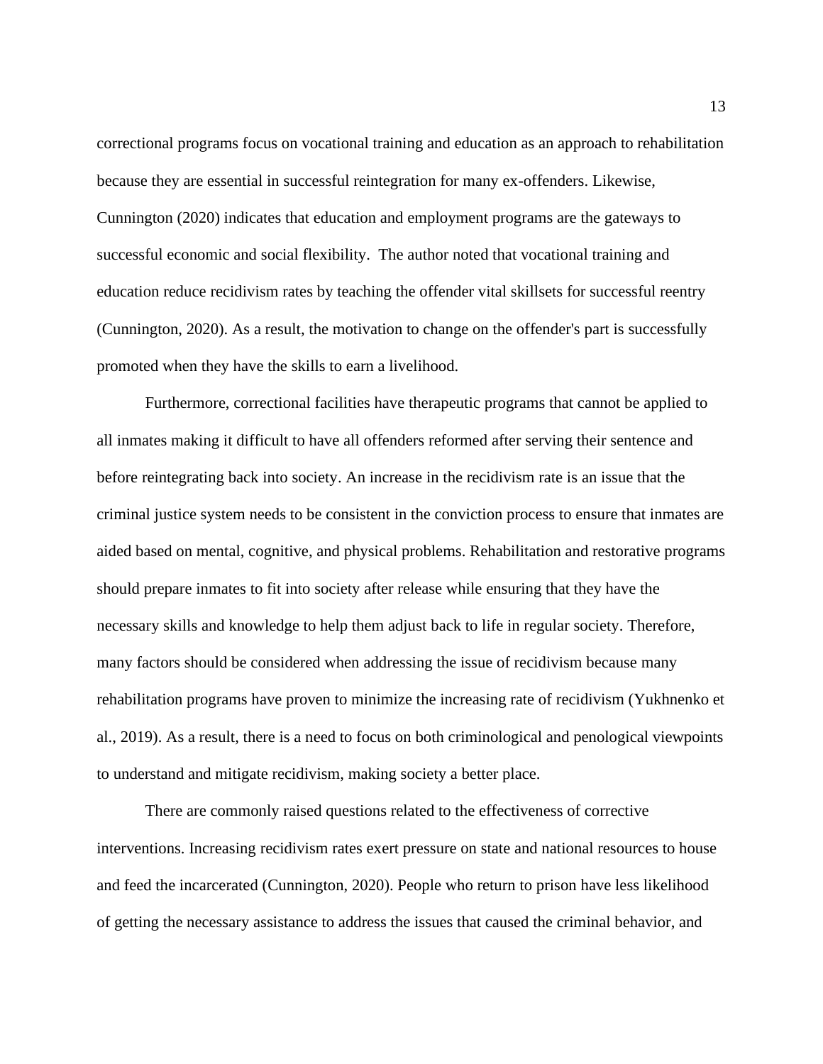correctional programs focus on vocational training and education as an approach to rehabilitation because they are essential in successful reintegration for many ex-offenders. Likewise, Cunnington (2020) indicates that education and employment programs are the gateways to successful economic and social flexibility.  The author noted that vocational training and education reduce recidivism rates by teaching the offender vital skillsets for successful reentry (Cunnington, 2020). As a result, the motivation to change on the offender's part is successfully promoted when they have the skills to earn a livelihood.

Furthermore, correctional facilities have therapeutic programs that cannot be applied to all inmates making it difficult to have all offenders reformed after serving their sentence and before reintegrating back into society. An increase in the recidivism rate is an issue that the criminal justice system needs to be consistent in the conviction process to ensure that inmates are aided based on mental, cognitive, and physical problems. Rehabilitation and restorative programs should prepare inmates to fit into society after release while ensuring that they have the necessary skills and knowledge to help them adjust back to life in regular society. Therefore, many factors should be considered when addressing the issue of recidivism because many rehabilitation programs have proven to minimize the increasing rate of recidivism (Yukhnenko et al., 2019). As a result, there is a need to focus on both criminological and penological viewpoints to understand and mitigate recidivism, making society a better place.

There are commonly raised questions related to the effectiveness of corrective interventions. Increasing recidivism rates exert pressure on state and national resources to house and feed the incarcerated (Cunnington, 2020). People who return to prison have less likelihood of getting the necessary assistance to address the issues that caused the criminal behavior, and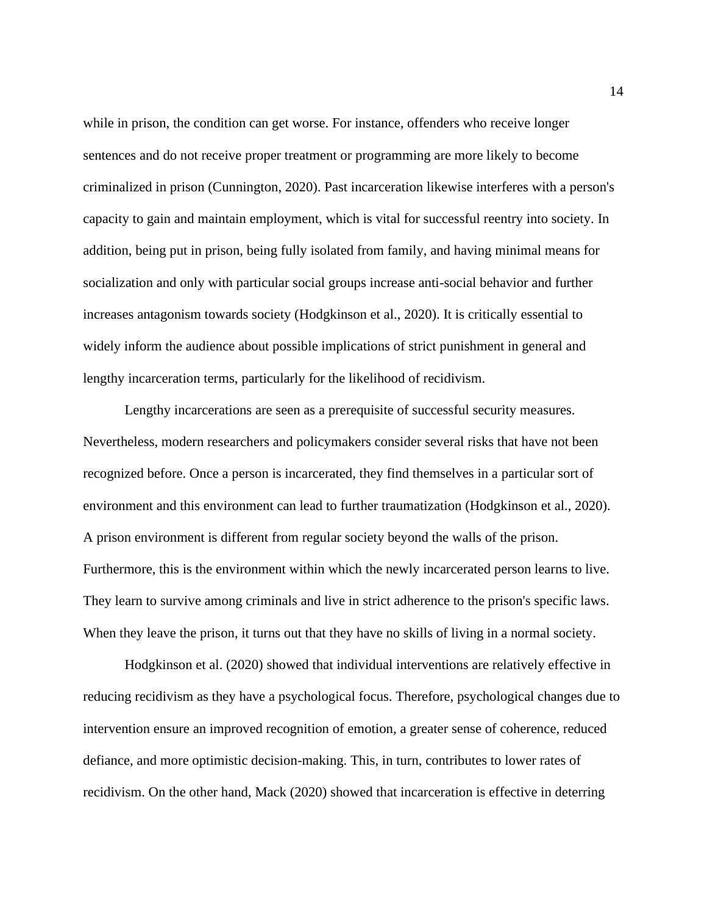while in prison, the condition can get worse. For instance, offenders who receive longer sentences and do not receive proper treatment or programming are more likely to become criminalized in prison (Cunnington, 2020). Past incarceration likewise interferes with a person's capacity to gain and maintain employment, which is vital for successful reentry into society. In addition, being put in prison, being fully isolated from family, and having minimal means for socialization and only with particular social groups increase anti-social behavior and further increases antagonism towards society (Hodgkinson et al., 2020). It is critically essential to widely inform the audience about possible implications of strict punishment in general and lengthy incarceration terms, particularly for the likelihood of recidivism.

Lengthy incarcerations are seen as a prerequisite of successful security measures. Nevertheless, modern researchers and policymakers consider several risks that have not been recognized before. Once a person is incarcerated, they find themselves in a particular sort of environment and this environment can lead to further traumatization (Hodgkinson et al., 2020). A prison environment is different from regular society beyond the walls of the prison. Furthermore, this is the environment within which the newly incarcerated person learns to live. They learn to survive among criminals and live in strict adherence to the prison's specific laws. When they leave the prison, it turns out that they have no skills of living in a normal society.

Hodgkinson et al. (2020) showed that individual interventions are relatively effective in reducing recidivism as they have a psychological focus. Therefore, psychological changes due to intervention ensure an improved recognition of emotion, a greater sense of coherence, reduced defiance, and more optimistic decision-making. This, in turn, contributes to lower rates of recidivism. On the other hand, Mack (2020) showed that incarceration is effective in deterring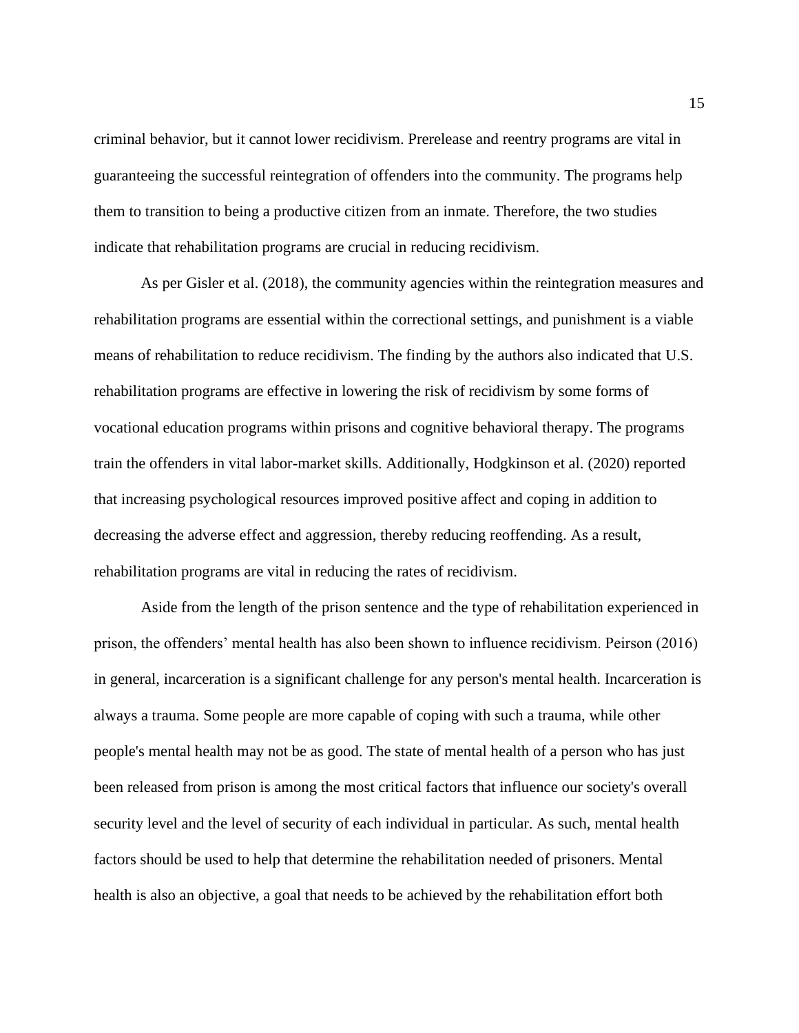criminal behavior, but it cannot lower recidivism. Prerelease and reentry programs are vital in guaranteeing the successful reintegration of offenders into the community. The programs help them to transition to being a productive citizen from an inmate. Therefore, the two studies indicate that rehabilitation programs are crucial in reducing recidivism.

As per Gisler et al. (2018), the community agencies within the reintegration measures and rehabilitation programs are essential within the correctional settings, and punishment is a viable means of rehabilitation to reduce recidivism. The finding by the authors also indicated that U.S. rehabilitation programs are effective in lowering the risk of recidivism by some forms of vocational education programs within prisons and cognitive behavioral therapy. The programs train the offenders in vital labor-market skills. Additionally, Hodgkinson et al. (2020) reported that increasing psychological resources improved positive affect and coping in addition to decreasing the adverse effect and aggression, thereby reducing reoffending. As a result, rehabilitation programs are vital in reducing the rates of recidivism.

Aside from the length of the prison sentence and the type of rehabilitation experienced in prison, the offenders' mental health has also been shown to influence recidivism. Peirson (2016) in general, incarceration is a significant challenge for any person's mental health. Incarceration is always a trauma. Some people are more capable of coping with such a trauma, while other people's mental health may not be as good. The state of mental health of a person who has just been released from prison is among the most critical factors that influence our society's overall security level and the level of security of each individual in particular. As such, mental health factors should be used to help that determine the rehabilitation needed of prisoners. Mental health is also an objective, a goal that needs to be achieved by the rehabilitation effort both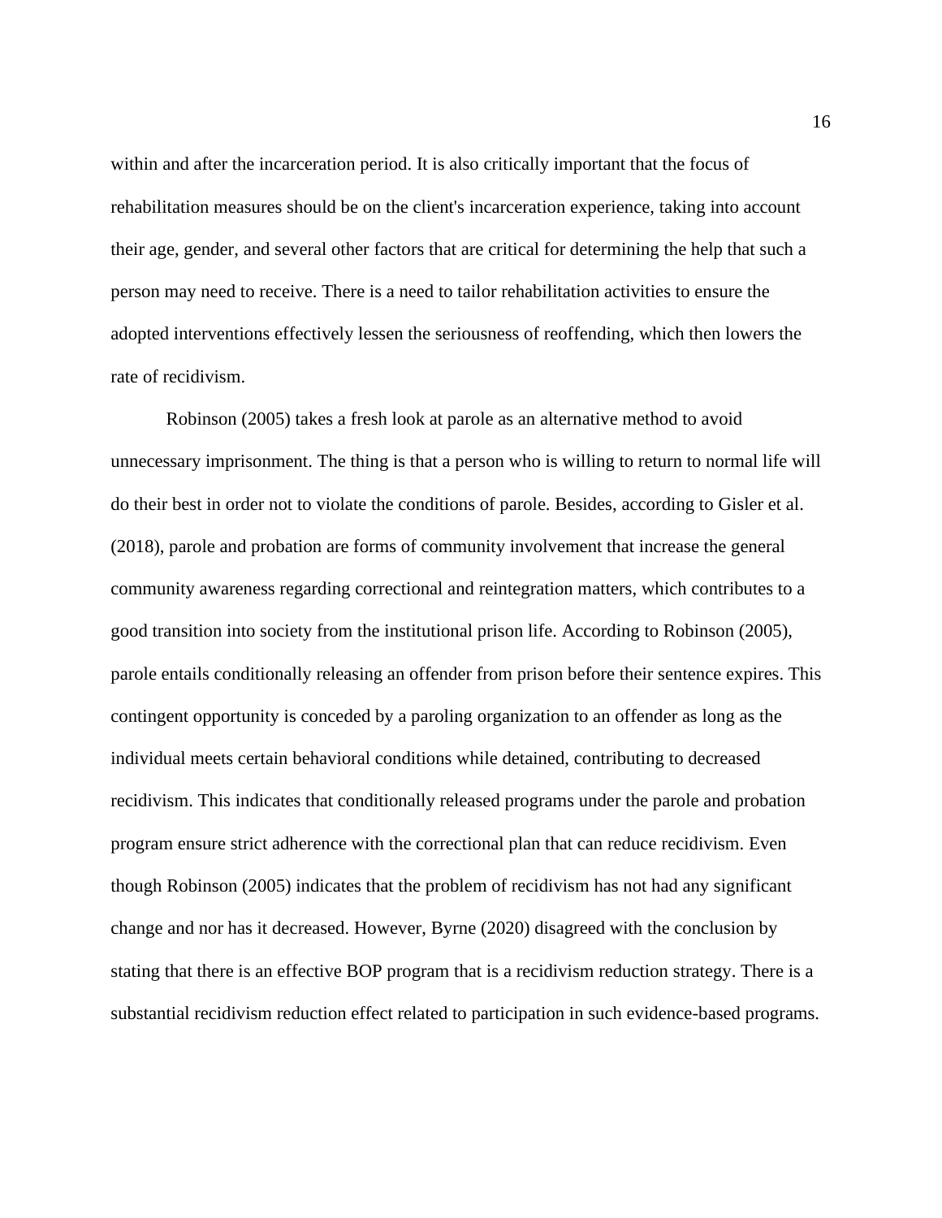within and after the incarceration period. It is also critically important that the focus of rehabilitation measures should be on the client's incarceration experience, taking into account their age, gender, and several other factors that are critical for determining the help that such a person may need to receive. There is a need to tailor rehabilitation activities to ensure the adopted interventions effectively lessen the seriousness of reoffending, which then lowers the rate of recidivism.

Robinson (2005) takes a fresh look at parole as an alternative method to avoid unnecessary imprisonment. The thing is that a person who is willing to return to normal life will do their best in order not to violate the conditions of parole. Besides, according to Gisler et al. (2018), parole and probation are forms of community involvement that increase the general community awareness regarding correctional and reintegration matters, which contributes to a good transition into society from the institutional prison life. According to Robinson (2005), parole entails conditionally releasing an offender from prison before their sentence expires. This contingent opportunity is conceded by a paroling organization to an offender as long as the individual meets certain behavioral conditions while detained, contributing to decreased recidivism. This indicates that conditionally released programs under the parole and probation program ensure strict adherence with the correctional plan that can reduce recidivism. Even though Robinson (2005) indicates that the problem of recidivism has not had any significant change and nor has it decreased. However, Byrne (2020) disagreed with the conclusion by stating that there is an effective BOP program that is a recidivism reduction strategy. There is a substantial recidivism reduction effect related to participation in such evidence-based programs.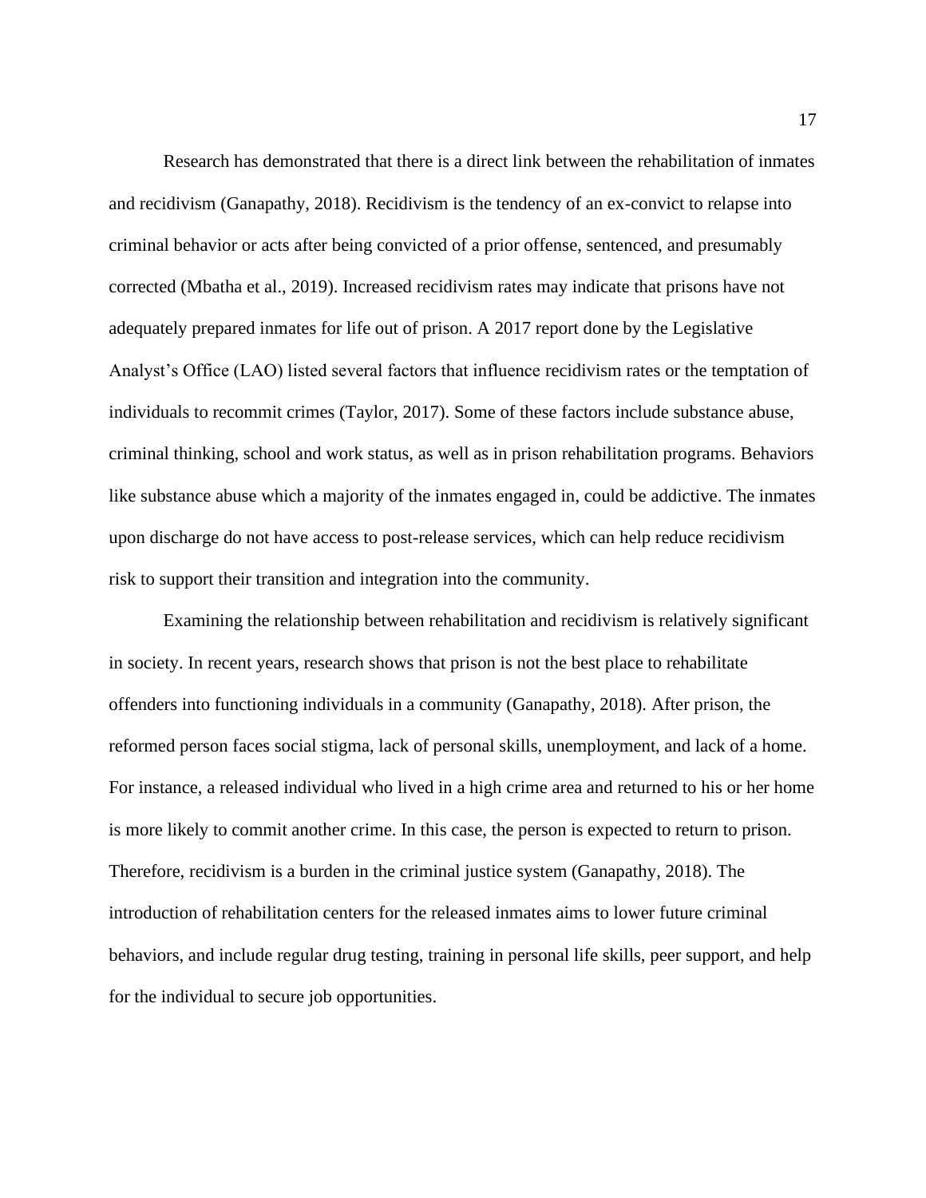Research has demonstrated that there is a direct link between the rehabilitation of inmates and recidivism (Ganapathy, 2018). Recidivism is the tendency of an ex-convict to relapse into criminal behavior or acts after being convicted of a prior offense, sentenced, and presumably corrected (Mbatha et al., 2019). Increased recidivism rates may indicate that prisons have not adequately prepared inmates for life out of prison. A 2017 report done by the Legislative Analyst's Office (LAO) listed several factors that influence recidivism rates or the temptation of individuals to recommit crimes (Taylor, 2017). Some of these factors include substance abuse, criminal thinking, school and work status, as well as in prison rehabilitation programs. Behaviors like substance abuse which a majority of the inmates engaged in, could be addictive. The inmates upon discharge do not have access to post-release services, which can help reduce recidivism risk to support their transition and integration into the community.

Examining the relationship between rehabilitation and recidivism is relatively significant in society. In recent years, research shows that prison is not the best place to rehabilitate offenders into functioning individuals in a community (Ganapathy, 2018). After prison, the reformed person faces social stigma, lack of personal skills, unemployment, and lack of a home. For instance, a released individual who lived in a high crime area and returned to his or her home is more likely to commit another crime. In this case, the person is expected to return to prison. Therefore, recidivism is a burden in the criminal justice system (Ganapathy, 2018). The introduction of rehabilitation centers for the released inmates aims to lower future criminal behaviors, and include regular drug testing, training in personal life skills, peer support, and help for the individual to secure job opportunities.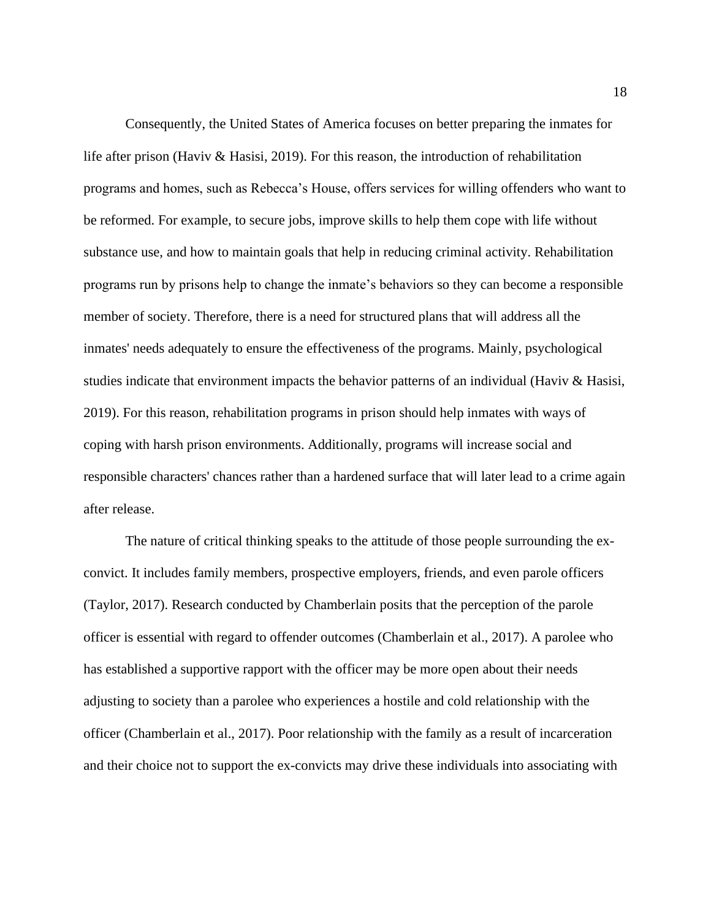Consequently, the United States of America focuses on better preparing the inmates for life after prison (Haviv & Hasisi, 2019). For this reason, the introduction of rehabilitation programs and homes, such as Rebecca's House, offers services for willing offenders who want to be reformed. For example, to secure jobs, improve skills to help them cope with life without substance use, and how to maintain goals that help in reducing criminal activity. Rehabilitation programs run by prisons help to change the inmate's behaviors so they can become a responsible member of society. Therefore, there is a need for structured plans that will address all the inmates' needs adequately to ensure the effectiveness of the programs. Mainly, psychological studies indicate that environment impacts the behavior patterns of an individual (Haviv & Hasisi, 2019). For this reason, rehabilitation programs in prison should help inmates with ways of coping with harsh prison environments. Additionally, programs will increase social and responsible characters' chances rather than a hardened surface that will later lead to a crime again after release.

The nature of critical thinking speaks to the attitude of those people surrounding the ex-convict. It includes family members, prospective employers, friends, and even parole officers (Taylor, 2017). Research conducted by Chamberlain posits that the perception of the parole officer is essential with regard to offender outcomes (Chamberlain et al., 2017). A parolee who has established a supportive rapport with the officer may be more open about their needs adjusting to society than a parolee who experiences a hostile and cold relationship with the officer (Chamberlain et al., 2017). Poor relationship with the family as a result of incarceration and their choice not to support the ex-convicts may drive these individuals into associating with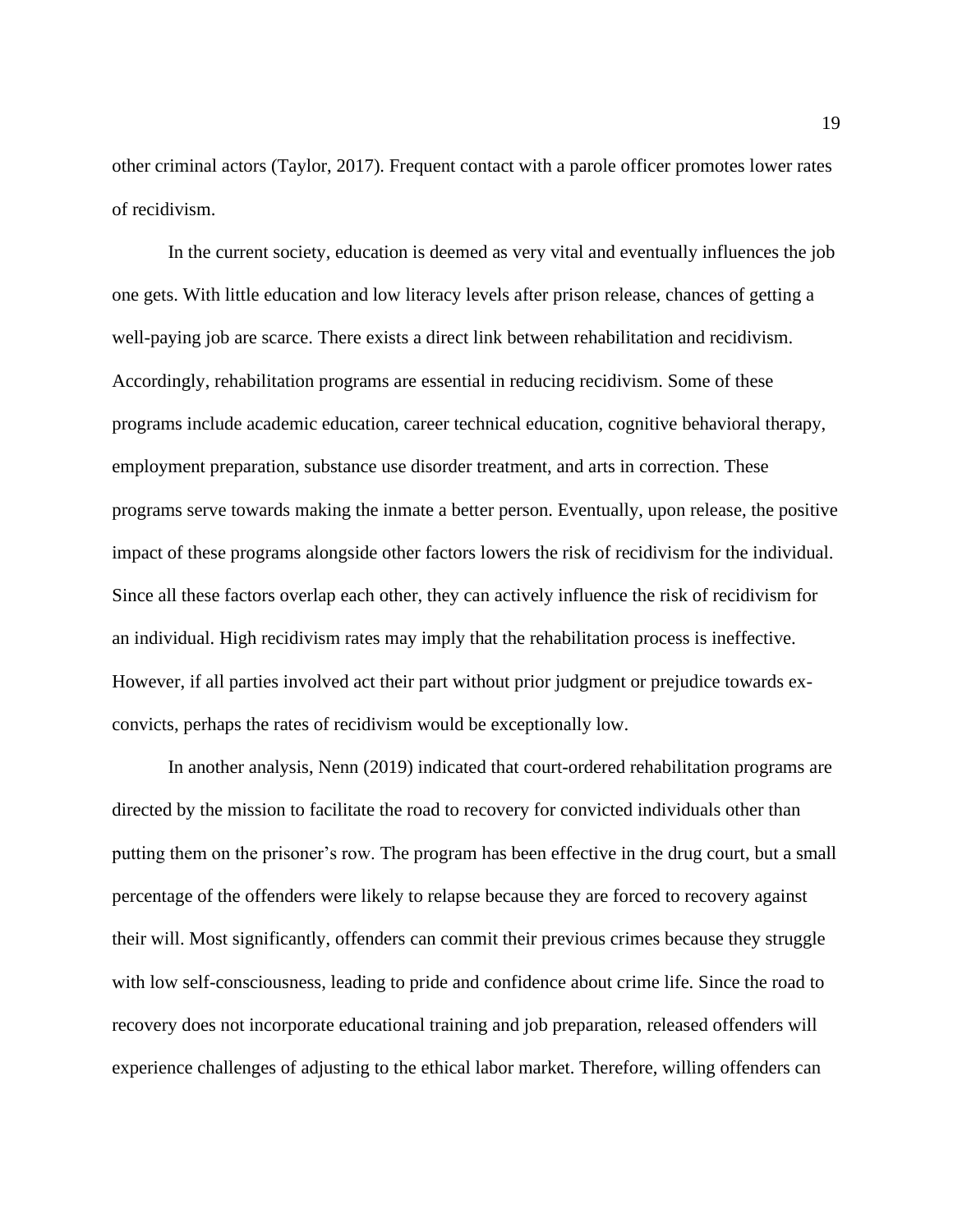other criminal actors (Taylor, 2017). Frequent contact with a parole officer promotes lower rates of recidivism.

In the current society, education is deemed as very vital and eventually influences the job one gets. With little education and low literacy levels after prison release, chances of getting a well-paying job are scarce. There exists a direct link between rehabilitation and recidivism. Accordingly, rehabilitation programs are essential in reducing recidivism. Some of these programs include academic education, career technical education, cognitive behavioral therapy, employment preparation, substance use disorder treatment, and arts in correction. These programs serve towards making the inmate a better person. Eventually, upon release, the positive impact of these programs alongside other factors lowers the risk of recidivism for the individual. Since all these factors overlap each other, they can actively influence the risk of recidivism for an individual. High recidivism rates may imply that the rehabilitation process is ineffective. However, if all parties involved act their part without prior judgment or prejudice towards ex-convicts, perhaps the rates of recidivism would be exceptionally low.

In another analysis, Nenn (2019) indicated that court-ordered rehabilitation programs are directed by the mission to facilitate the road to recovery for convicted individuals other than putting them on the prisoner's row. The program has been effective in the drug court, but a small percentage of the offenders were likely to relapse because they are forced to recovery against their will. Most significantly, offenders can commit their previous crimes because they struggle with low self-consciousness, leading to pride and confidence about crime life. Since the road to recovery does not incorporate educational training and job preparation, released offenders will experience challenges of adjusting to the ethical labor market. Therefore, willing offenders can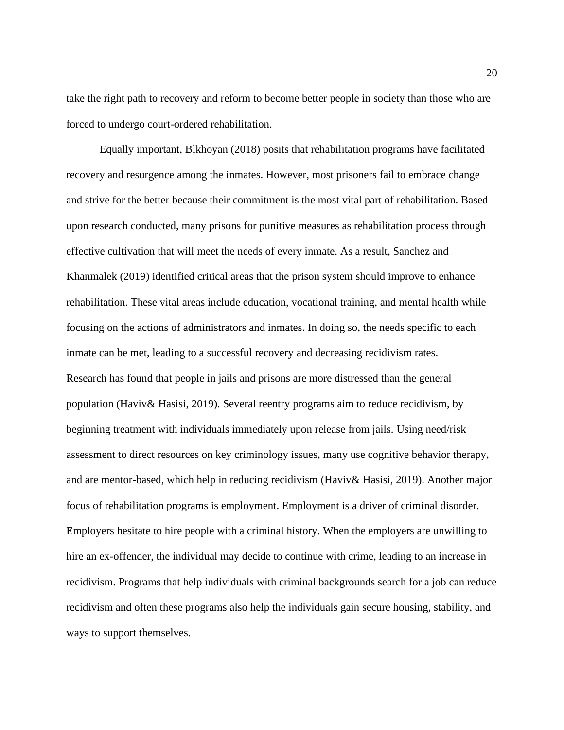take the right path to recovery and reform to become better people in society than those who are forced to undergo court-ordered rehabilitation.

Equally important, Blkhoyan (2018) posits that rehabilitation programs have facilitated recovery and resurgence among the inmates. However, most prisoners fail to embrace change and strive for the better because their commitment is the most vital part of rehabilitation. Based upon research conducted, many prisons for punitive measures as rehabilitation process through effective cultivation that will meet the needs of every inmate. As a result, Sanchez and Khanmalek (2019) identified critical areas that the prison system should improve to enhance rehabilitation. These vital areas include education, vocational training, and mental health while focusing on the actions of administrators and inmates. In doing so, the needs specific to each inmate can be met, leading to a successful recovery and decreasing recidivism rates.

Research has found that people in jails and prisons are more distressed than the general population (Haviv& Hasisi, 2019). Several reentry programs aim to reduce recidivism, by beginning treatment with individuals immediately upon release from jails. Using need/risk assessment to direct resources on key criminology issues, many use cognitive behavior therapy, and are mentor-based, which help in reducing recidivism (Haviv& Hasisi, 2019). Another major focus of rehabilitation programs is employment. Employment is a driver of criminal disorder. Employers hesitate to hire people with a criminal history. When the employers are unwilling to hire an ex-offender, the individual may decide to continue with crime, leading to an increase in recidivism. Programs that help individuals with criminal backgrounds search for a job can reduce recidivism and often these programs also help the individuals gain secure housing, stability, and ways to support themselves.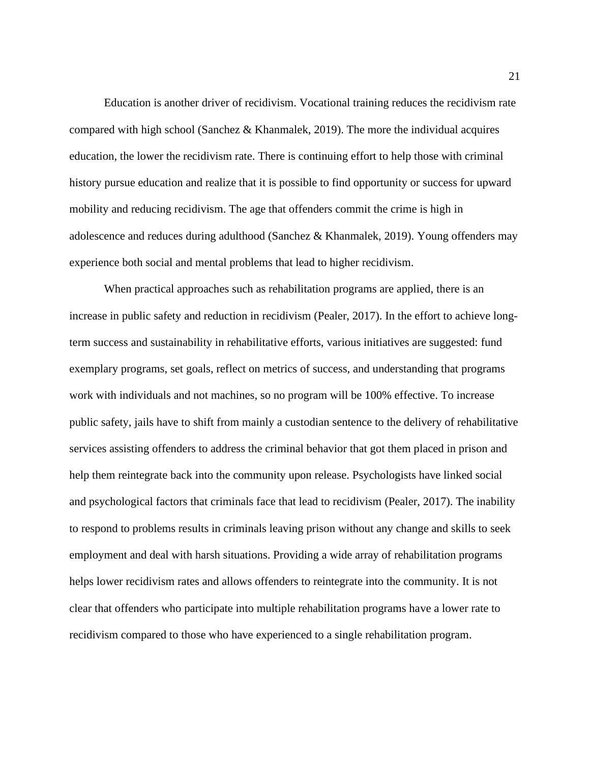Education is another driver of recidivism. Vocational training reduces the recidivism rate compared with high school (Sanchez & Khanmalek, 2019). The more the individual acquires education, the lower the recidivism rate. There is continuing effort to help those with criminal history pursue education and realize that it is possible to find opportunity or success for upward mobility and reducing recidivism. The age that offenders commit the crime is high in adolescence and reduces during adulthood (Sanchez & Khanmalek, 2019). Young offenders may experience both social and mental problems that lead to higher recidivism.

When practical approaches such as rehabilitation programs are applied, there is an increase in public safety and reduction in recidivism (Pealer, 2017). In the effort to achieve long-term success and sustainability in rehabilitative efforts, various initiatives are suggested: fund exemplary programs, set goals, reflect on metrics of success, and understanding that programs work with individuals and not machines, so no program will be 100% effective. To increase public safety, jails have to shift from mainly a custodian sentence to the delivery of rehabilitative services assisting offenders to address the criminal behavior that got them placed in prison and help them reintegrate back into the community upon release. Psychologists have linked social and psychological factors that criminals face that lead to recidivism (Pealer, 2017). The inability to respond to problems results in criminals leaving prison without any change and skills to seek employment and deal with harsh situations. Providing a wide array of rehabilitation programs helps lower recidivism rates and allows offenders to reintegrate into the community. It is not clear that offenders who participate into multiple rehabilitation programs have a lower rate to recidivism compared to those who have experienced to a single rehabilitation program.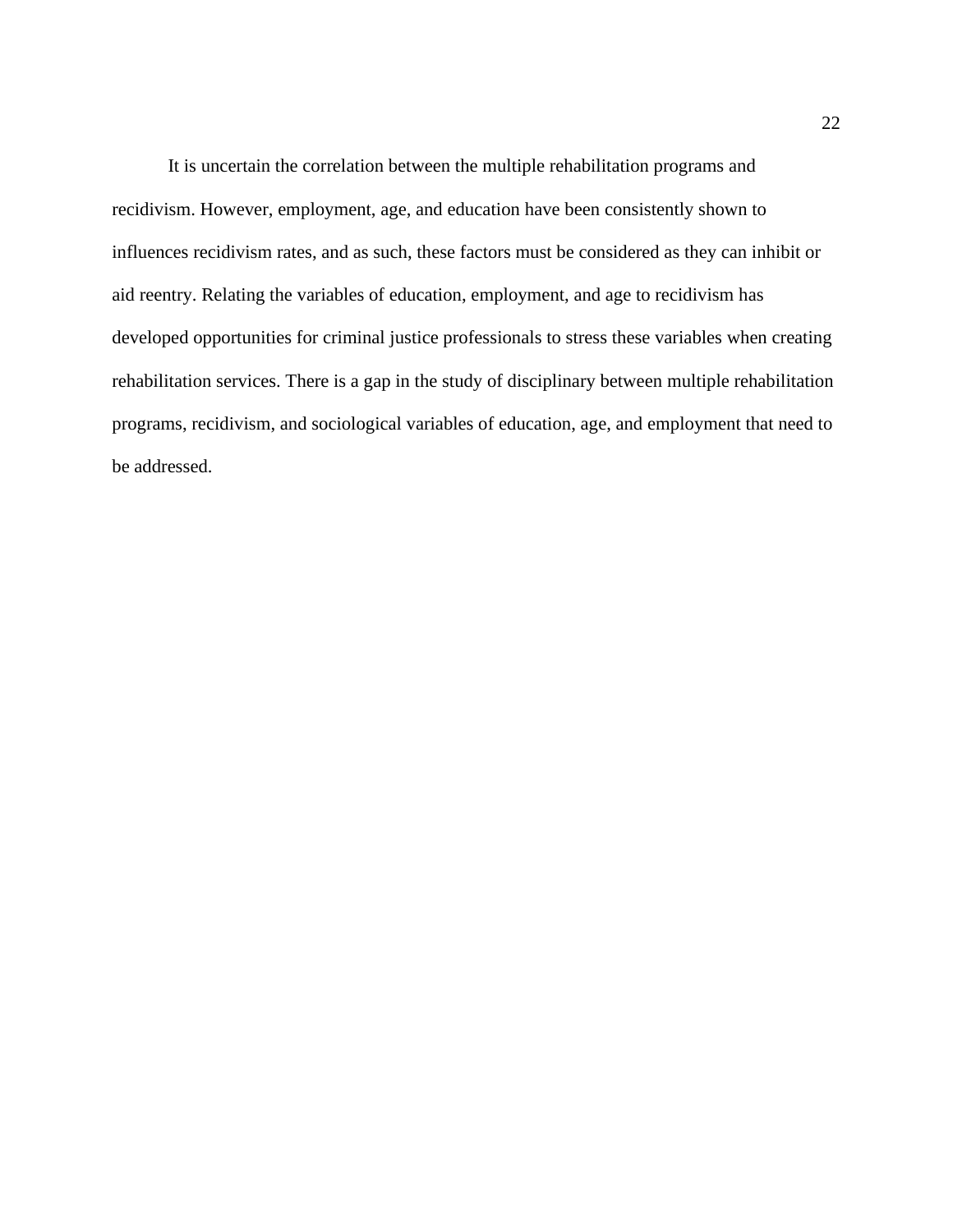It is uncertain the correlation between the multiple rehabilitation programs and recidivism. However, employment, age, and education have been consistently shown to influences recidivism rates, and as such, these factors must be considered as they can inhibit or aid reentry. Relating the variables of education, employment, and age to recidivism has developed opportunities for criminal justice professionals to stress these variables when creating rehabilitation services. There is a gap in the study of disciplinary between multiple rehabilitation programs, recidivism, and sociological variables of education, age, and employment that need to be addressed.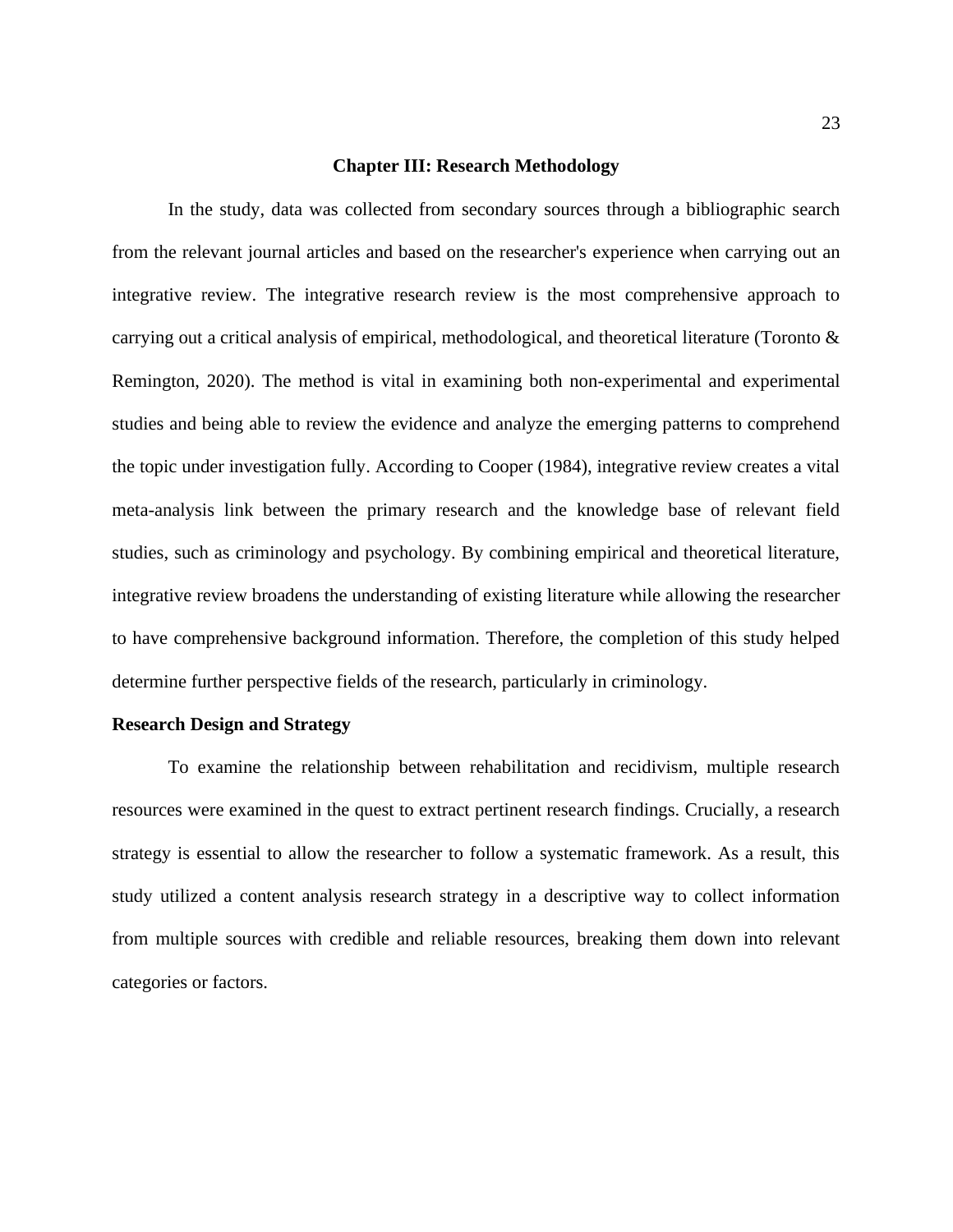# Chapter III: Research Methodology

In the study, data was collected from secondary sources through a bibliographic search from the relevant journal articles and based on the researcher's experience when carrying out an integrative review. The integrative research review is the most comprehensive approach to carrying out a critical analysis of empirical, methodological, and theoretical literature (Toronto & Remington, 2020). The method is vital in examining both non-experimental and experimental studies and being able to review the evidence and analyze the emerging patterns to comprehend the topic under investigation fully. According to Cooper (1984), integrative review creates a vital meta-analysis link between the primary research and the knowledge base of relevant field studies, such as criminology and psychology. By combining empirical and theoretical literature, integrative review broadens the understanding of existing literature while allowing the researcher to have comprehensive background information. Therefore, the completion of this study helped determine further perspective fields of the research, particularly in criminology.

## Research Design and Strategy

To examine the relationship between rehabilitation and recidivism, multiple research resources were examined in the quest to extract pertinent research findings. Crucially, a research strategy is essential to allow the researcher to follow a systematic framework. As a result, this study utilized a content analysis research strategy in a descriptive way to collect information from multiple sources with credible and reliable resources, breaking them down into relevant categories or factors.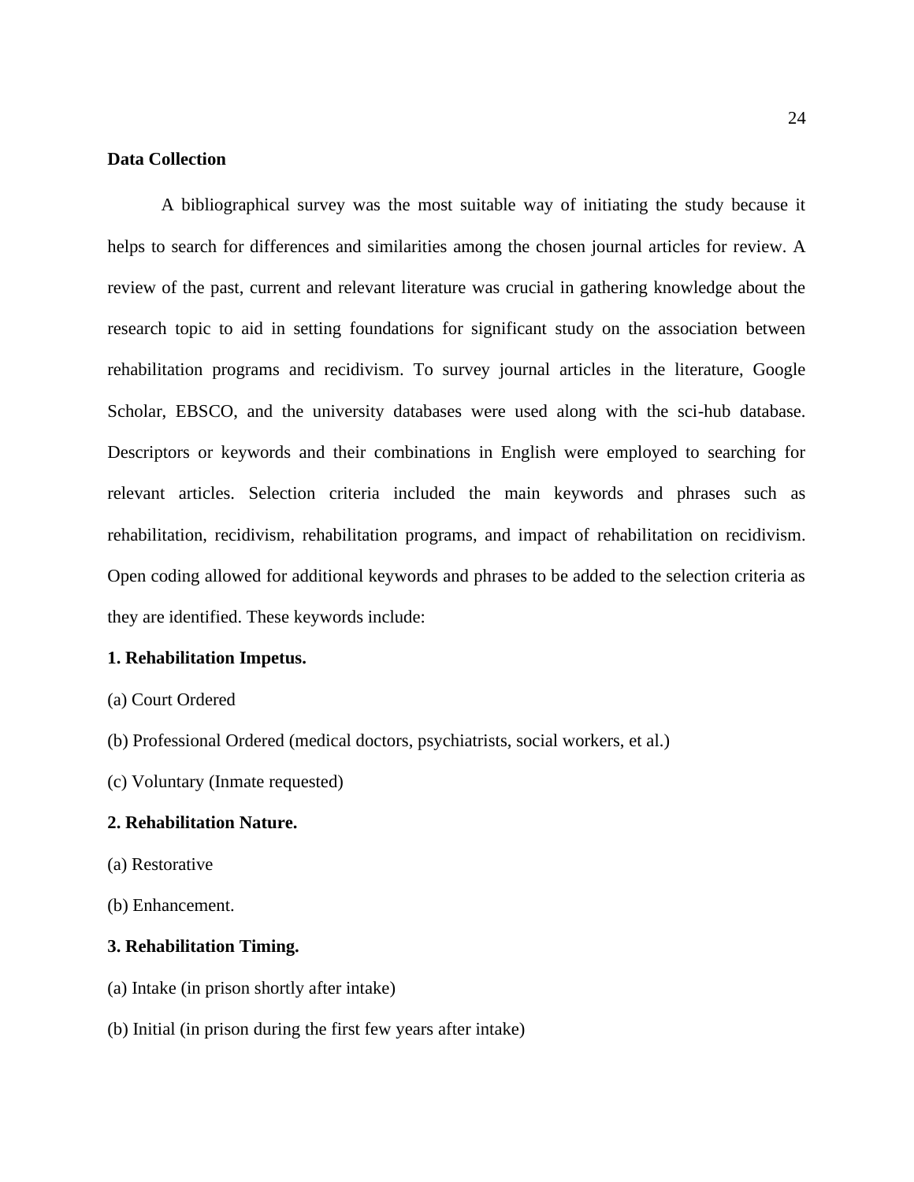**Data Collection**

A bibliographical survey was the most suitable way of initiating the study because it helps to search for differences and similarities among the chosen journal articles for review. A review of the past, current and relevant literature was crucial in gathering knowledge about the research topic to aid in setting foundations for significant study on the association between rehabilitation programs and recidivism. To survey journal articles in the literature, Google Scholar, EBSCO, and the university databases were used along with the sci-hub database. Descriptors or keywords and their combinations in English were employed to searching for relevant articles. Selection criteria included the main keywords and phrases such as rehabilitation, recidivism, rehabilitation programs, and impact of rehabilitation on recidivism. Open coding allowed for additional keywords and phrases to be added to the selection criteria as they are identified. These keywords include:

**1. Rehabilitation Impetus.**

(a) Court Ordered

(b) Professional Ordered (medical doctors, psychiatrists, social workers, et al.)

(c) Voluntary (Inmate requested)

**2. Rehabilitation Nature.**

(a) Restorative

(b) Enhancement.

**3. Rehabilitation Timing.**

(a) Intake (in prison shortly after intake)

(b) Initial (in prison during the first few years after intake)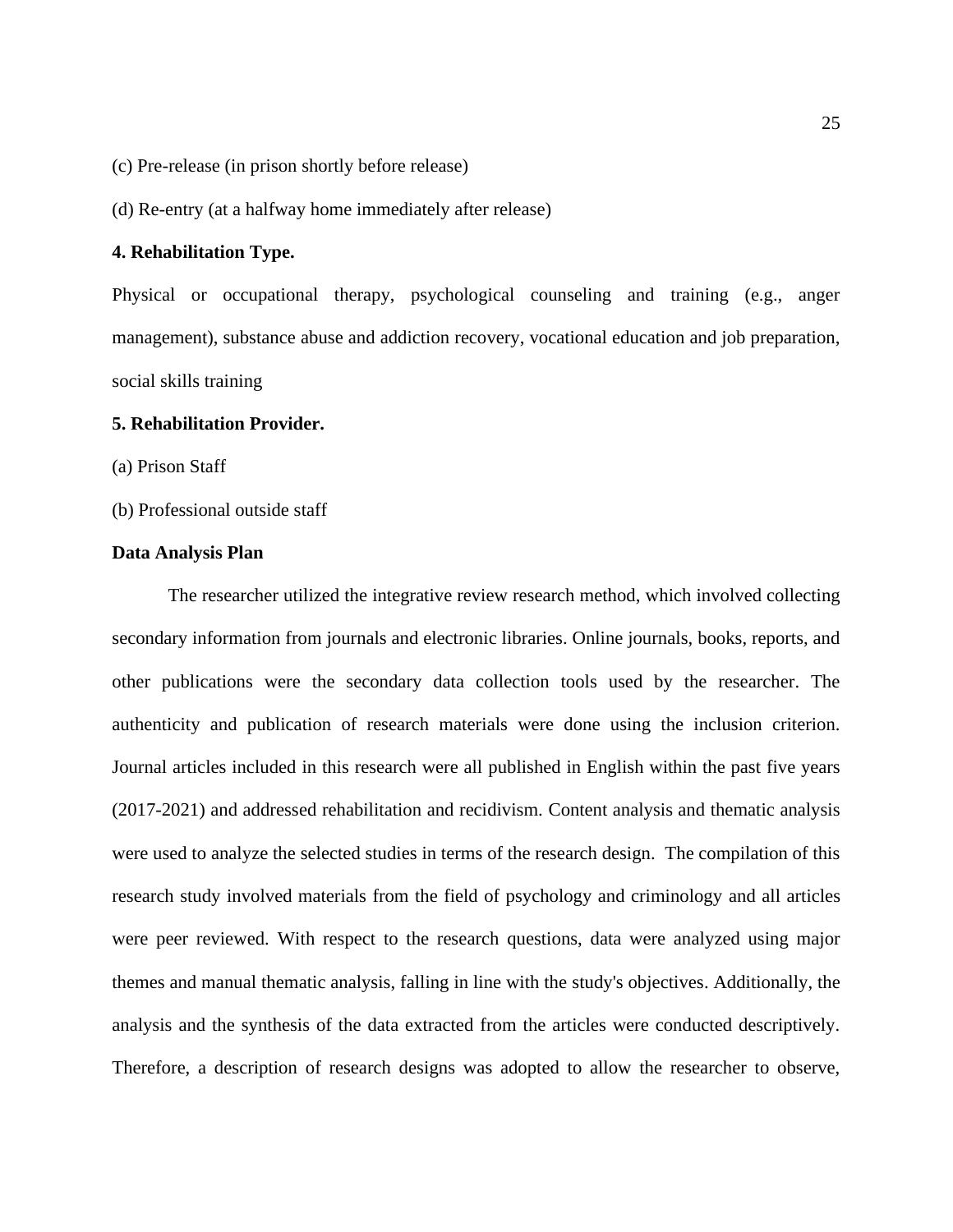(c) Pre-release (in prison shortly before release)

(d) Re-entry (at a halfway home immediately after release)

**4. Rehabilitation Type.**

Physical or occupational therapy, psychological counseling and training (e.g., anger management), substance abuse and addiction recovery, vocational education and job preparation, social skills training

**5. Rehabilitation Provider.**

(a) Prison Staff

(b) Professional outside staff

**Data Analysis Plan**

The researcher utilized the integrative review research method, which involved collecting secondary information from journals and electronic libraries. Online journals, books, reports, and other publications were the secondary data collection tools used by the researcher. The authenticity and publication of research materials were done using the inclusion criterion. Journal articles included in this research were all published in English within the past five years (2017-2021) and addressed rehabilitation and recidivism. Content analysis and thematic analysis were used to analyze the selected studies in terms of the research design. The compilation of this research study involved materials from the field of psychology and criminology and all articles were peer reviewed. With respect to the research questions, data were analyzed using major themes and manual thematic analysis, falling in line with the study's objectives. Additionally, the analysis and the synthesis of the data extracted from the articles were conducted descriptively. Therefore, a description of research designs was adopted to allow the researcher to observe,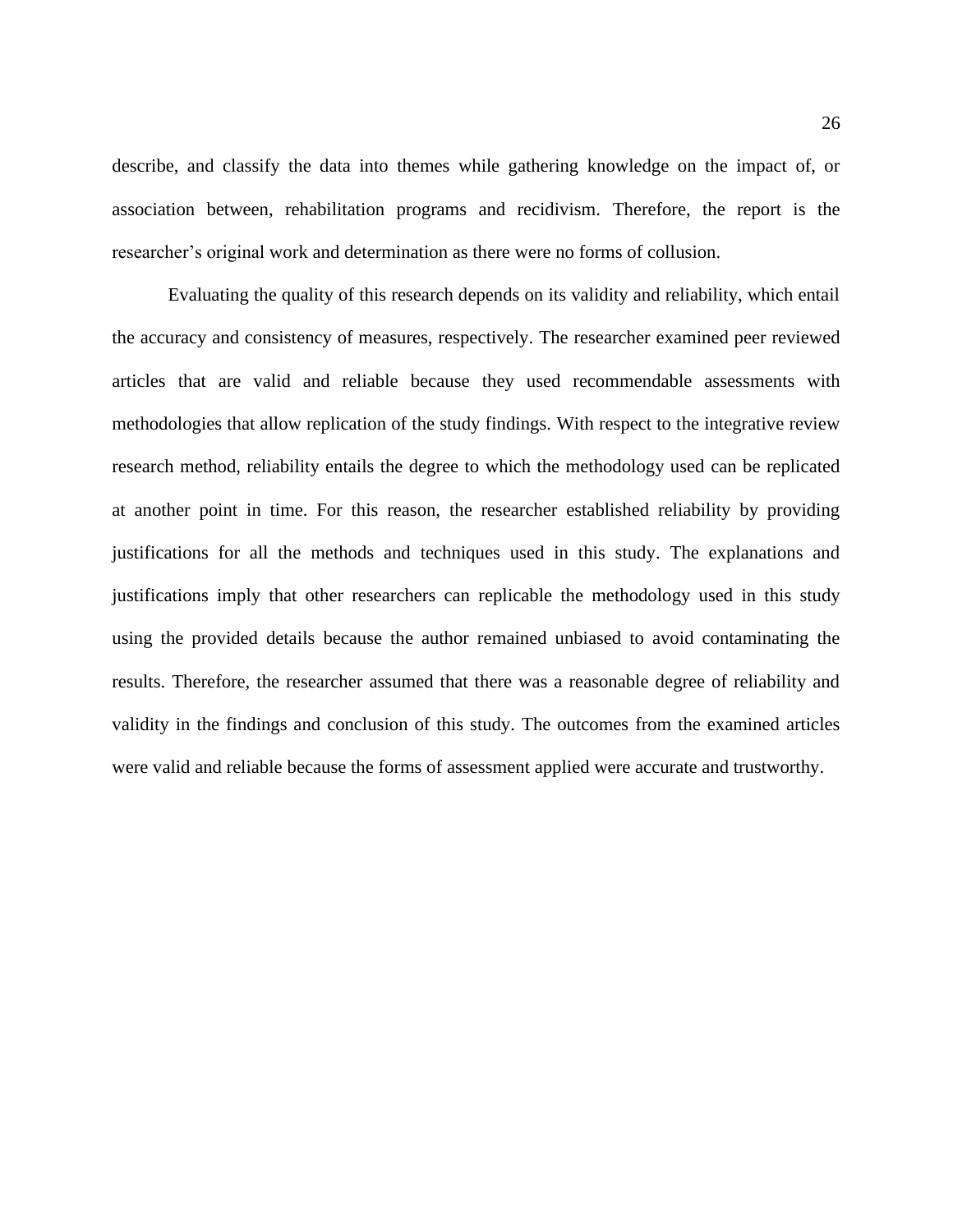describe, and classify the data into themes while gathering knowledge on the impact of, or association between, rehabilitation programs and recidivism. Therefore, the report is the researcher's original work and determination as there were no forms of collusion.

Evaluating the quality of this research depends on its validity and reliability, which entail the accuracy and consistency of measures, respectively. The researcher examined peer reviewed articles that are valid and reliable because they used recommendable assessments with methodologies that allow replication of the study findings. With respect to the integrative review research method, reliability entails the degree to which the methodology used can be replicated at another point in time. For this reason, the researcher established reliability by providing justifications for all the methods and techniques used in this study. The explanations and justifications imply that other researchers can replicable the methodology used in this study using the provided details because the author remained unbiased to avoid contaminating the results. Therefore, the researcher assumed that there was a reasonable degree of reliability and validity in the findings and conclusion of this study. The outcomes from the examined articles were valid and reliable because the forms of assessment applied were accurate and trustworthy.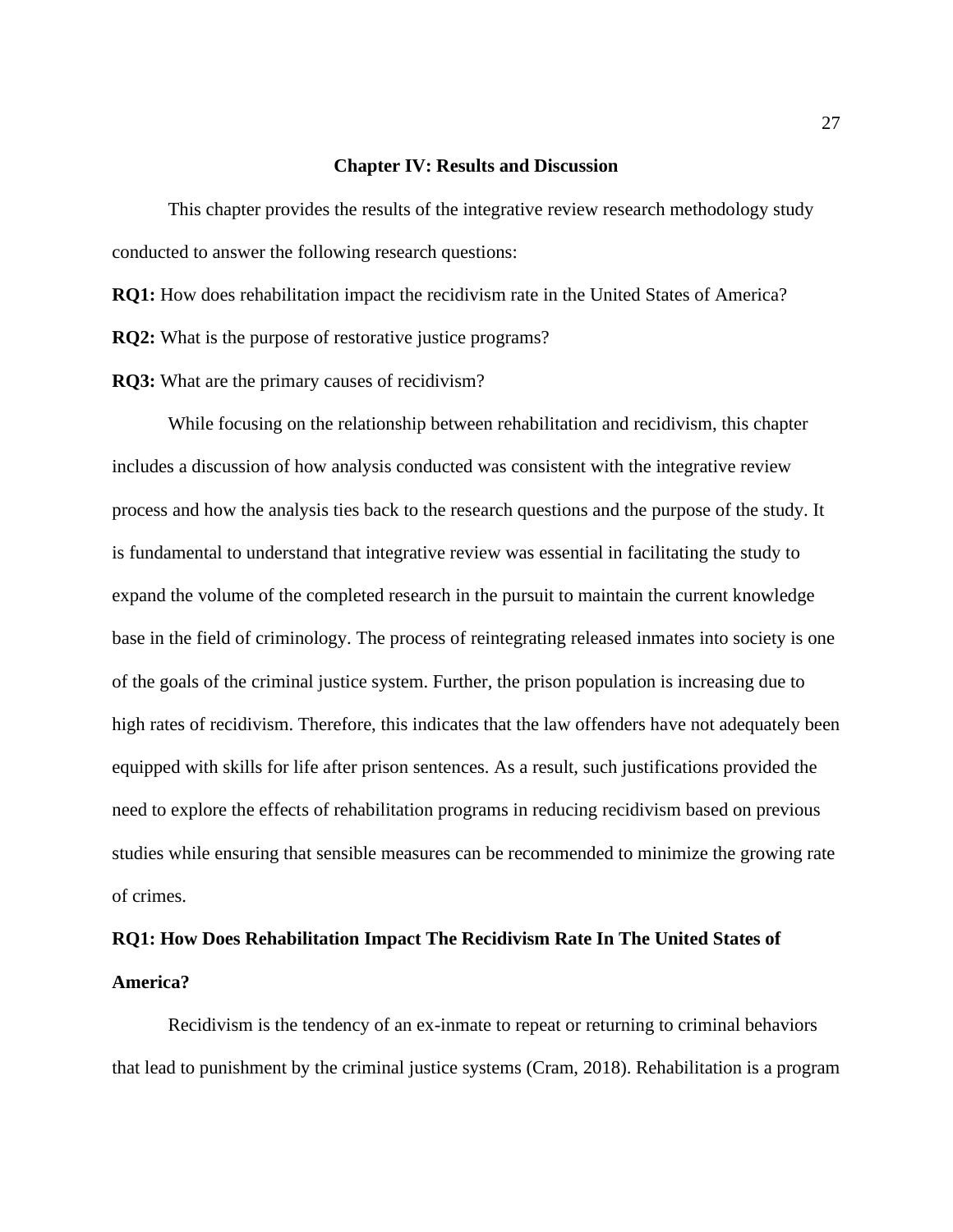## Chapter IV: Results and Discussion

This chapter provides the results of the integrative review research methodology study conducted to answer the following research questions:

**RQ1:** How does rehabilitation impact the recidivism rate in the United States of America?

**RQ2:** What is the purpose of restorative justice programs?

**RQ3:** What are the primary causes of recidivism?

While focusing on the relationship between rehabilitation and recidivism, this chapter includes a discussion of how analysis conducted was consistent with the integrative review process and how the analysis ties back to the research questions and the purpose of the study. It is fundamental to understand that integrative review was essential in facilitating the study to expand the volume of the completed research in the pursuit to maintain the current knowledge base in the field of criminology. The process of reintegrating released inmates into society is one of the goals of the criminal justice system. Further, the prison population is increasing due to high rates of recidivism. Therefore, this indicates that the law offenders have not adequately been equipped with skills for life after prison sentences. As a result, such justifications provided the need to explore the effects of rehabilitation programs in reducing recidivism based on previous studies while ensuring that sensible measures can be recommended to minimize the growing rate of crimes.

### RQ1: How Does Rehabilitation Impact The Recidivism Rate In The United States of America?

Recidivism is the tendency of an ex-inmate to repeat or returning to criminal behaviors that lead to punishment by the criminal justice systems (Cram, 2018). Rehabilitation is a program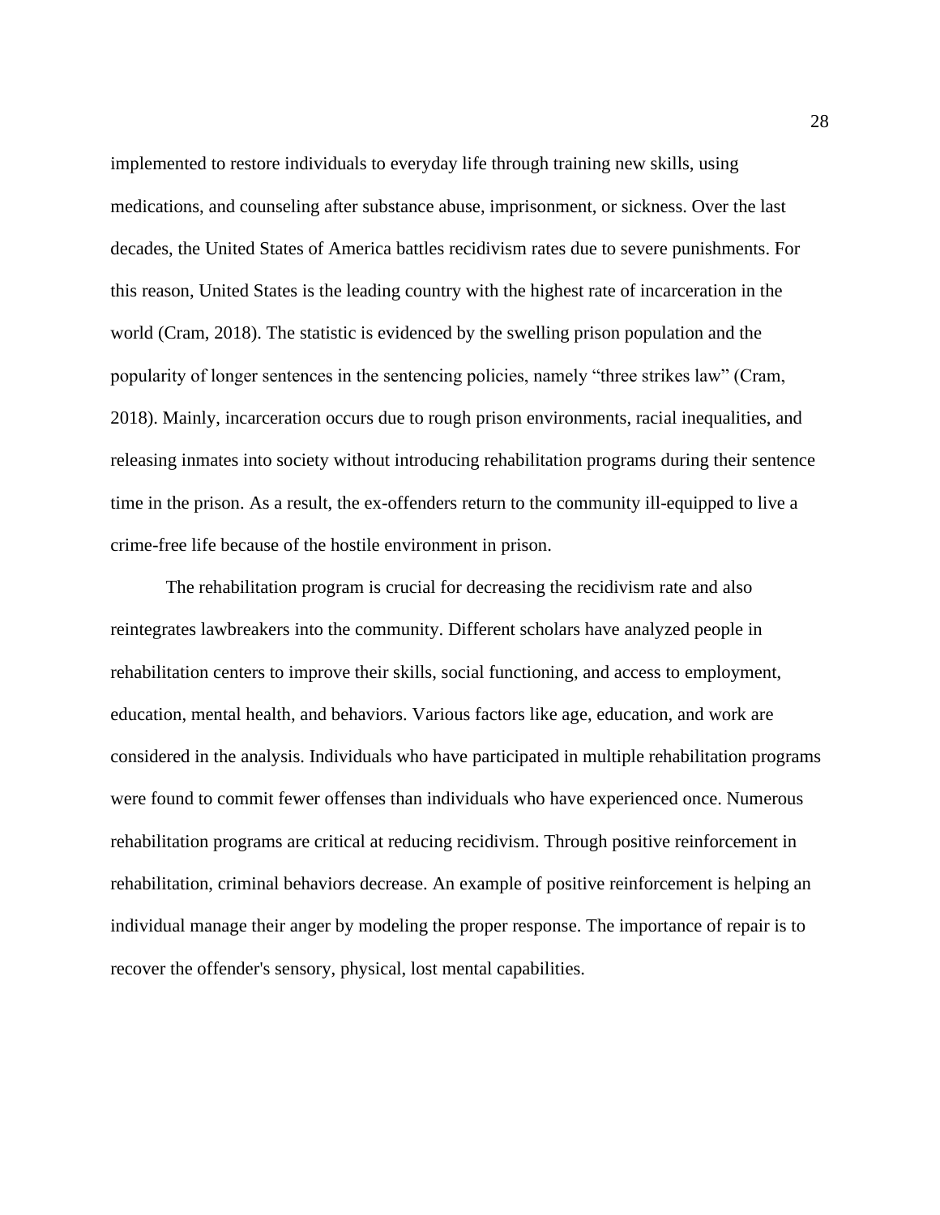implemented to restore individuals to everyday life through training new skills, using medications, and counseling after substance abuse, imprisonment, or sickness. Over the last decades, the United States of America battles recidivism rates due to severe punishments. For this reason, United States is the leading country with the highest rate of incarceration in the world (Cram, 2018). The statistic is evidenced by the swelling prison population and the popularity of longer sentences in the sentencing policies, namely "three strikes law" (Cram, 2018). Mainly, incarceration occurs due to rough prison environments, racial inequalities, and releasing inmates into society without introducing rehabilitation programs during their sentence time in the prison. As a result, the ex-offenders return to the community ill-equipped to live a crime-free life because of the hostile environment in prison.

The rehabilitation program is crucial for decreasing the recidivism rate and also reintegrates lawbreakers into the community. Different scholars have analyzed people in rehabilitation centers to improve their skills, social functioning, and access to employment, education, mental health, and behaviors. Various factors like age, education, and work are considered in the analysis. Individuals who have participated in multiple rehabilitation programs were found to commit fewer offenses than individuals who have experienced once. Numerous rehabilitation programs are critical at reducing recidivism. Through positive reinforcement in rehabilitation, criminal behaviors decrease. An example of positive reinforcement is helping an individual manage their anger by modeling the proper response. The importance of repair is to recover the offender's sensory, physical, lost mental capabilities.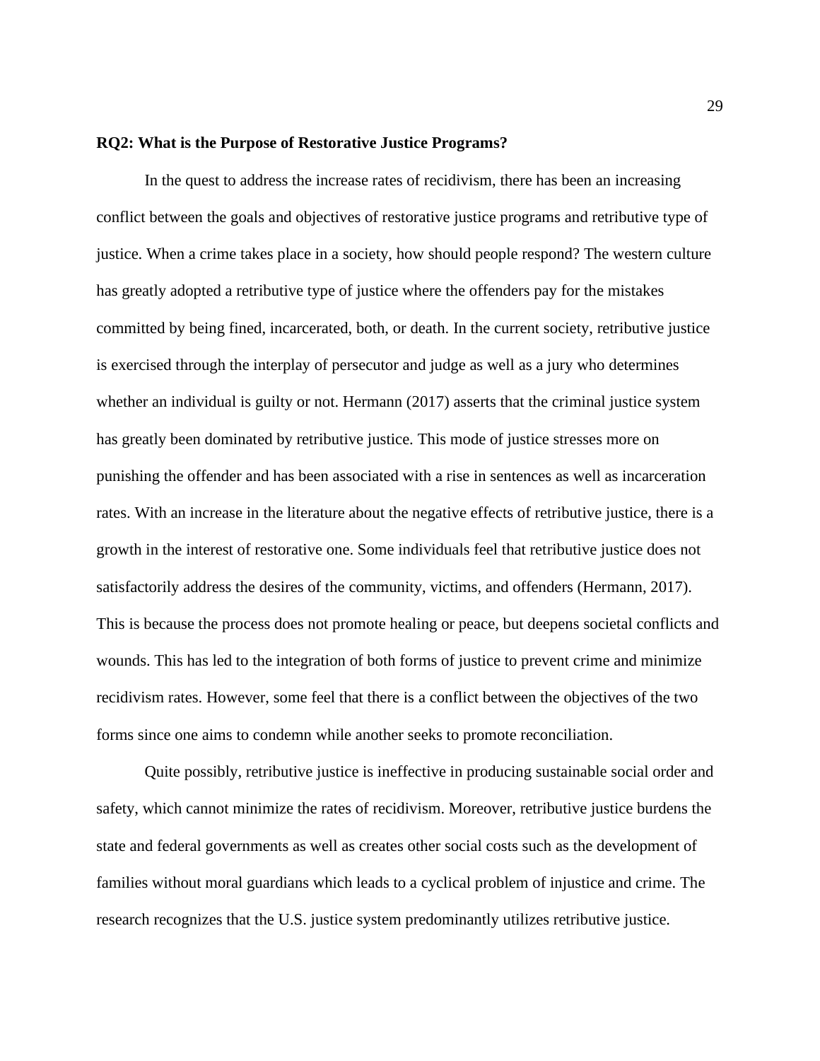**RQ2: What is the Purpose of Restorative Justice Programs?**

In the quest to address the increase rates of recidivism, there has been an increasing conflict between the goals and objectives of restorative justice programs and retributive type of justice. When a crime takes place in a society, how should people respond? The western culture has greatly adopted a retributive type of justice where the offenders pay for the mistakes committed by being fined, incarcerated, both, or death. In the current society, retributive justice is exercised through the interplay of persecutor and judge as well as a jury who determines whether an individual is guilty or not. Hermann (2017) asserts that the criminal justice system has greatly been dominated by retributive justice. This mode of justice stresses more on punishing the offender and has been associated with a rise in sentences as well as incarceration rates. With an increase in the literature about the negative effects of retributive justice, there is a growth in the interest of restorative one. Some individuals feel that retributive justice does not satisfactorily address the desires of the community, victims, and offenders (Hermann, 2017). This is because the process does not promote healing or peace, but deepens societal conflicts and wounds. This has led to the integration of both forms of justice to prevent crime and minimize recidivism rates. However, some feel that there is a conflict between the objectives of the two forms since one aims to condemn while another seeks to promote reconciliation.

Quite possibly, retributive justice is ineffective in producing sustainable social order and safety, which cannot minimize the rates of recidivism. Moreover, retributive justice burdens the state and federal governments as well as creates other social costs such as the development of families without moral guardians which leads to a cyclical problem of injustice and crime. The research recognizes that the U.S. justice system predominantly utilizes retributive justice.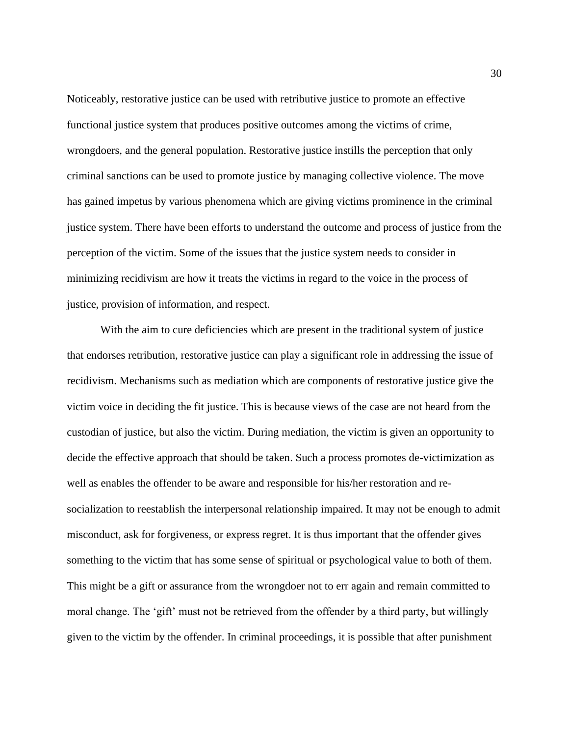Noticeably, restorative justice can be used with retributive justice to promote an effective functional justice system that produces positive outcomes among the victims of crime, wrongdoers, and the general population. Restorative justice instills the perception that only criminal sanctions can be used to promote justice by managing collective violence. The move has gained impetus by various phenomena which are giving victims prominence in the criminal justice system. There have been efforts to understand the outcome and process of justice from the perception of the victim. Some of the issues that the justice system needs to consider in minimizing recidivism are how it treats the victims in regard to the voice in the process of justice, provision of information, and respect.

With the aim to cure deficiencies which are present in the traditional system of justice that endorses retribution, restorative justice can play a significant role in addressing the issue of recidivism. Mechanisms such as mediation which are components of restorative justice give the victim voice in deciding the fit justice. This is because views of the case are not heard from the custodian of justice, but also the victim. During mediation, the victim is given an opportunity to decide the effective approach that should be taken. Such a process promotes de-victimization as well as enables the offender to be aware and responsible for his/her restoration and re-socialization to reestablish the interpersonal relationship impaired. It may not be enough to admit misconduct, ask for forgiveness, or express regret. It is thus important that the offender gives something to the victim that has some sense of spiritual or psychological value to both of them. This might be a gift or assurance from the wrongdoer not to err again and remain committed to moral change. The 'gift' must not be retrieved from the offender by a third party, but willingly given to the victim by the offender. In criminal proceedings, it is possible that after punishment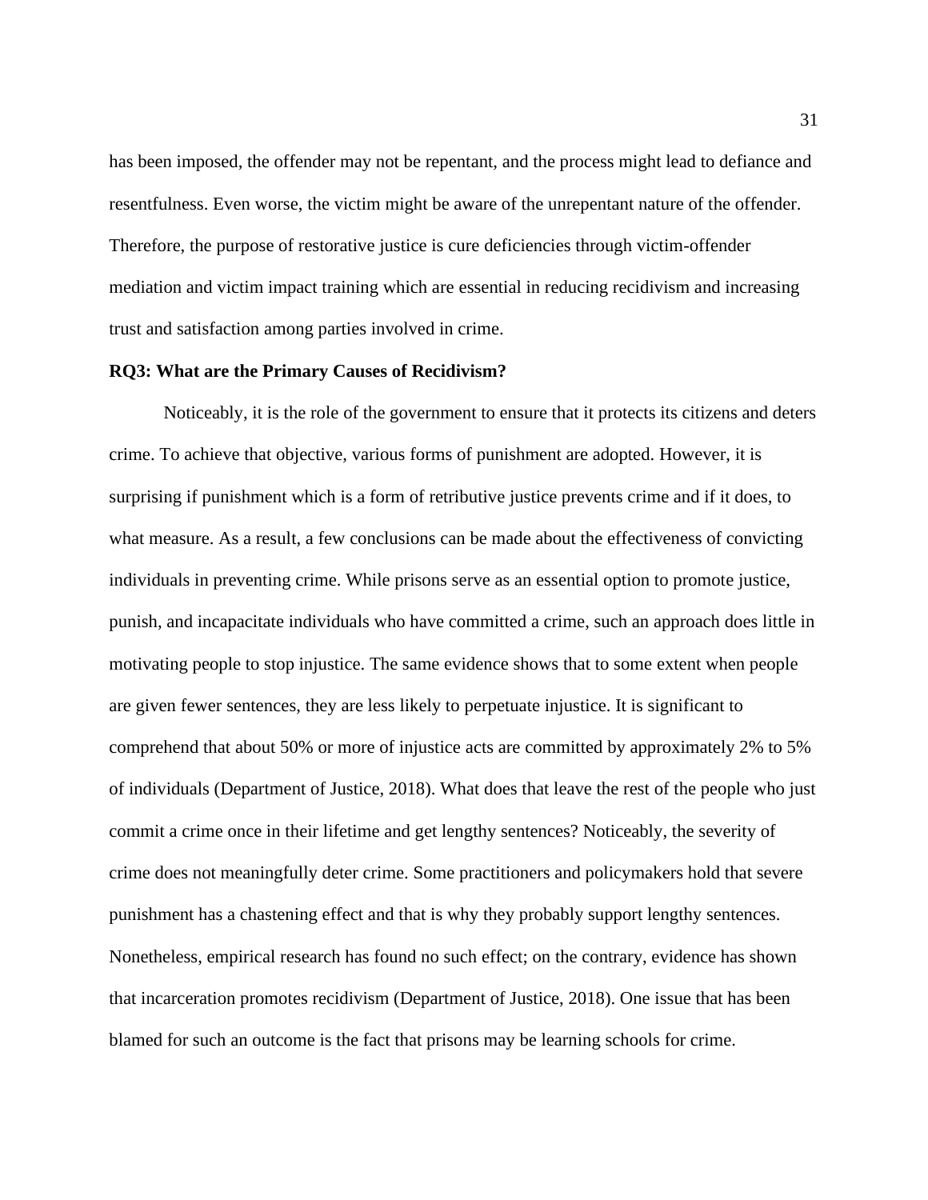has been imposed, the offender may not be repentant, and the process might lead to defiance and resentfulness. Even worse, the victim might be aware of the unrepentant nature of the offender. Therefore, the purpose of restorative justice is cure deficiencies through victim-offender mediation and victim impact training which are essential in reducing recidivism and increasing trust and satisfaction among parties involved in crime.

**RQ3: What are the Primary Causes of Recidivism?**

Noticeably, it is the role of the government to ensure that it protects its citizens and deters crime. To achieve that objective, various forms of punishment are adopted. However, it is surprising if punishment which is a form of retributive justice prevents crime and if it does, to what measure. As a result, a few conclusions can be made about the effectiveness of convicting individuals in preventing crime. While prisons serve as an essential option to promote justice, punish, and incapacitate individuals who have committed a crime, such an approach does little in motivating people to stop injustice. The same evidence shows that to some extent when people are given fewer sentences, they are less likely to perpetuate injustice. It is significant to comprehend that about 50% or more of injustice acts are committed by approximately 2% to 5% of individuals (Department of Justice, 2018). What does that leave the rest of the people who just commit a crime once in their lifetime and get lengthy sentences? Noticeably, the severity of crime does not meaningfully deter crime. Some practitioners and policymakers hold that severe punishment has a chastening effect and that is why they probably support lengthy sentences. Nonetheless, empirical research has found no such effect; on the contrary, evidence has shown that incarceration promotes recidivism (Department of Justice, 2018). One issue that has been blamed for such an outcome is the fact that prisons may be learning schools for crime.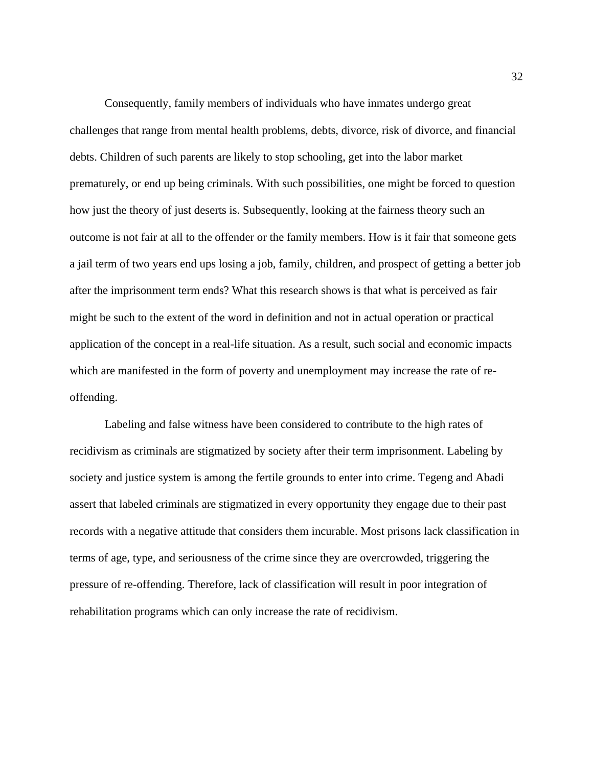Consequently, family members of individuals who have inmates undergo great challenges that range from mental health problems, debts, divorce, risk of divorce, and financial debts. Children of such parents are likely to stop schooling, get into the labor market prematurely, or end up being criminals. With such possibilities, one might be forced to question how just the theory of just deserts is. Subsequently, looking at the fairness theory such an outcome is not fair at all to the offender or the family members. How is it fair that someone gets a jail term of two years end ups losing a job, family, children, and prospect of getting a better job after the imprisonment term ends? What this research shows is that what is perceived as fair might be such to the extent of the word in definition and not in actual operation or practical application of the concept in a real-life situation. As a result, such social and economic impacts which are manifested in the form of poverty and unemployment may increase the rate of re-offending.

Labeling and false witness have been considered to contribute to the high rates of recidivism as criminals are stigmatized by society after their term imprisonment. Labeling by society and justice system is among the fertile grounds to enter into crime. Tegeng and Abadi assert that labeled criminals are stigmatized in every opportunity they engage due to their past records with a negative attitude that considers them incurable. Most prisons lack classification in terms of age, type, and seriousness of the crime since they are overcrowded, triggering the pressure of re-offending. Therefore, lack of classification will result in poor integration of rehabilitation programs which can only increase the rate of recidivism.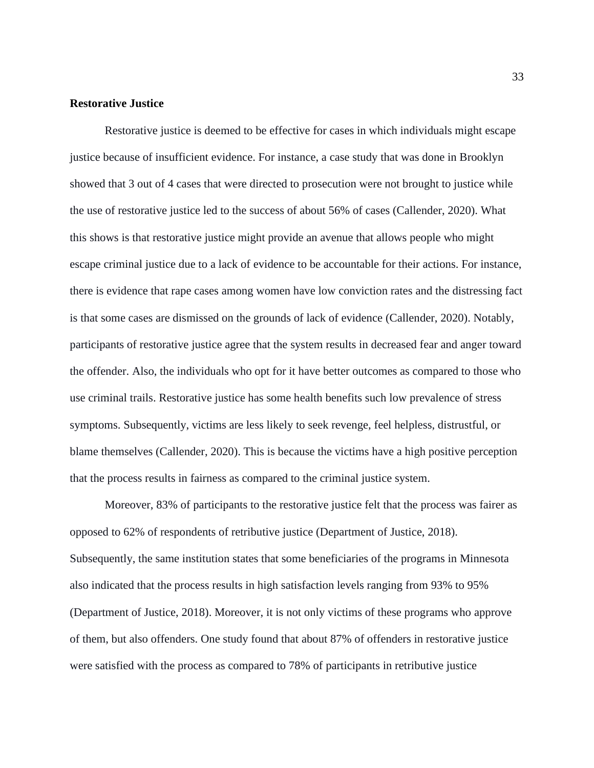**Restorative Justice**

Restorative justice is deemed to be effective for cases in which individuals might escape justice because of insufficient evidence. For instance, a case study that was done in Brooklyn showed that 3 out of 4 cases that were directed to prosecution were not brought to justice while the use of restorative justice led to the success of about 56% of cases (Callender, 2020). What this shows is that restorative justice might provide an avenue that allows people who might escape criminal justice due to a lack of evidence to be accountable for their actions. For instance, there is evidence that rape cases among women have low conviction rates and the distressing fact is that some cases are dismissed on the grounds of lack of evidence (Callender, 2020). Notably, participants of restorative justice agree that the system results in decreased fear and anger toward the offender. Also, the individuals who opt for it have better outcomes as compared to those who use criminal trails. Restorative justice has some health benefits such low prevalence of stress symptoms. Subsequently, victims are less likely to seek revenge, feel helpless, distrustful, or blame themselves (Callender, 2020). This is because the victims have a high positive perception that the process results in fairness as compared to the criminal justice system.

Moreover, 83% of participants to the restorative justice felt that the process was fairer as opposed to 62% of respondents of retributive justice (Department of Justice, 2018). Subsequently, the same institution states that some beneficiaries of the programs in Minnesota also indicated that the process results in high satisfaction levels ranging from 93% to 95% (Department of Justice, 2018). Moreover, it is not only victims of these programs who approve of them, but also offenders. One study found that about 87% of offenders in restorative justice were satisfied with the process as compared to 78% of participants in retributive justice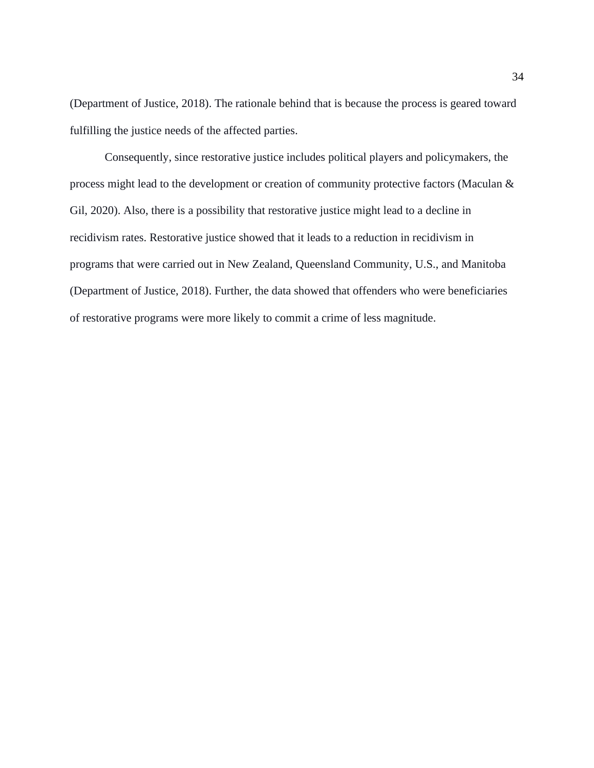(Department of Justice, 2018). The rationale behind that is because the process is geared toward fulfilling the justice needs of the affected parties.

Consequently, since restorative justice includes political players and policymakers, the process might lead to the development or creation of community protective factors (Maculan & Gil, 2020). Also, there is a possibility that restorative justice might lead to a decline in recidivism rates. Restorative justice showed that it leads to a reduction in recidivism in programs that were carried out in New Zealand, Queensland Community, U.S., and Manitoba (Department of Justice, 2018). Further, the data showed that offenders who were beneficiaries of restorative programs were more likely to commit a crime of less magnitude.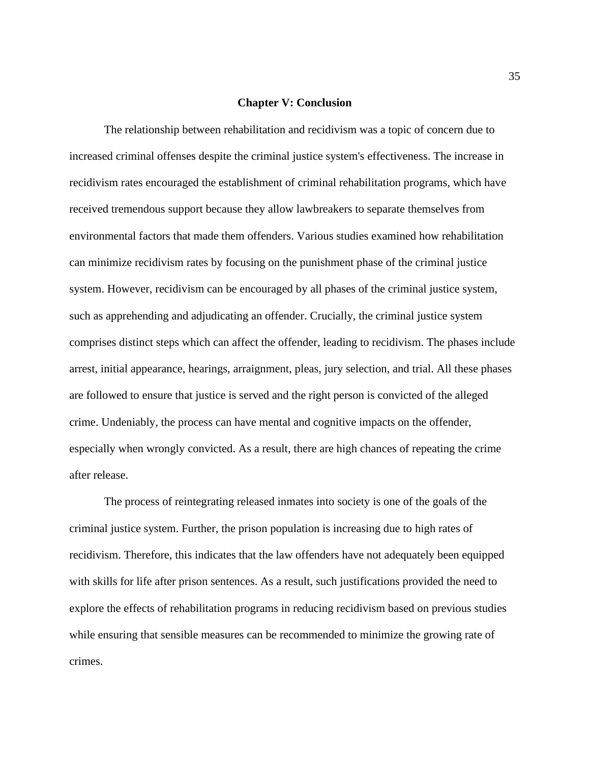## Chapter V: Conclusion

The relationship between rehabilitation and recidivism was a topic of concern due to increased criminal offenses despite the criminal justice system's effectiveness. The increase in recidivism rates encouraged the establishment of criminal rehabilitation programs, which have received tremendous support because they allow lawbreakers to separate themselves from environmental factors that made them offenders. Various studies examined how rehabilitation can minimize recidivism rates by focusing on the punishment phase of the criminal justice system. However, recidivism can be encouraged by all phases of the criminal justice system, such as apprehending and adjudicating an offender. Crucially, the criminal justice system comprises distinct steps which can affect the offender, leading to recidivism. The phases include arrest, initial appearance, hearings, arraignment, pleas, jury selection, and trial. All these phases are followed to ensure that justice is served and the right person is convicted of the alleged crime. Undeniably, the process can have mental and cognitive impacts on the offender, especially when wrongly convicted. As a result, there are high chances of repeating the crime after release.

The process of reintegrating released inmates into society is one of the goals of the criminal justice system. Further, the prison population is increasing due to high rates of recidivism. Therefore, this indicates that the law offenders have not adequately been equipped with skills for life after prison sentences. As a result, such justifications provided the need to explore the effects of rehabilitation programs in reducing recidivism based on previous studies while ensuring that sensible measures can be recommended to minimize the growing rate of crimes.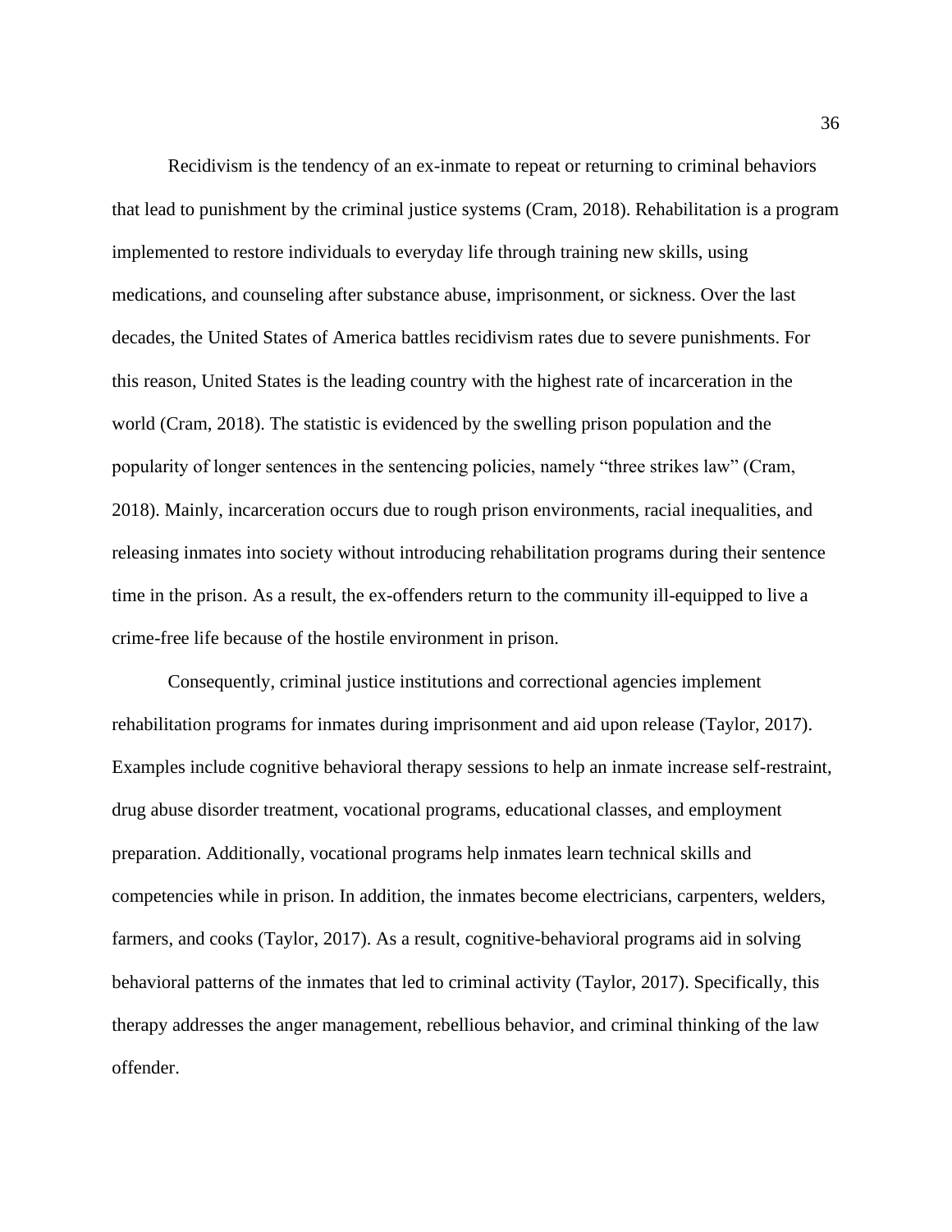Recidivism is the tendency of an ex-inmate to repeat or returning to criminal behaviors that lead to punishment by the criminal justice systems (Cram, 2018). Rehabilitation is a program implemented to restore individuals to everyday life through training new skills, using medications, and counseling after substance abuse, imprisonment, or sickness. Over the last decades, the United States of America battles recidivism rates due to severe punishments. For this reason, United States is the leading country with the highest rate of incarceration in the world (Cram, 2018). The statistic is evidenced by the swelling prison population and the popularity of longer sentences in the sentencing policies, namely "three strikes law" (Cram, 2018). Mainly, incarceration occurs due to rough prison environments, racial inequalities, and releasing inmates into society without introducing rehabilitation programs during their sentence time in the prison. As a result, the ex-offenders return to the community ill-equipped to live a crime-free life because of the hostile environment in prison.

Consequently, criminal justice institutions and correctional agencies implement rehabilitation programs for inmates during imprisonment and aid upon release (Taylor, 2017). Examples include cognitive behavioral therapy sessions to help an inmate increase self-restraint, drug abuse disorder treatment, vocational programs, educational classes, and employment preparation. Additionally, vocational programs help inmates learn technical skills and competencies while in prison. In addition, the inmates become electricians, carpenters, welders, farmers, and cooks (Taylor, 2017). As a result, cognitive-behavioral programs aid in solving behavioral patterns of the inmates that led to criminal activity (Taylor, 2017). Specifically, this therapy addresses the anger management, rebellious behavior, and criminal thinking of the law offender.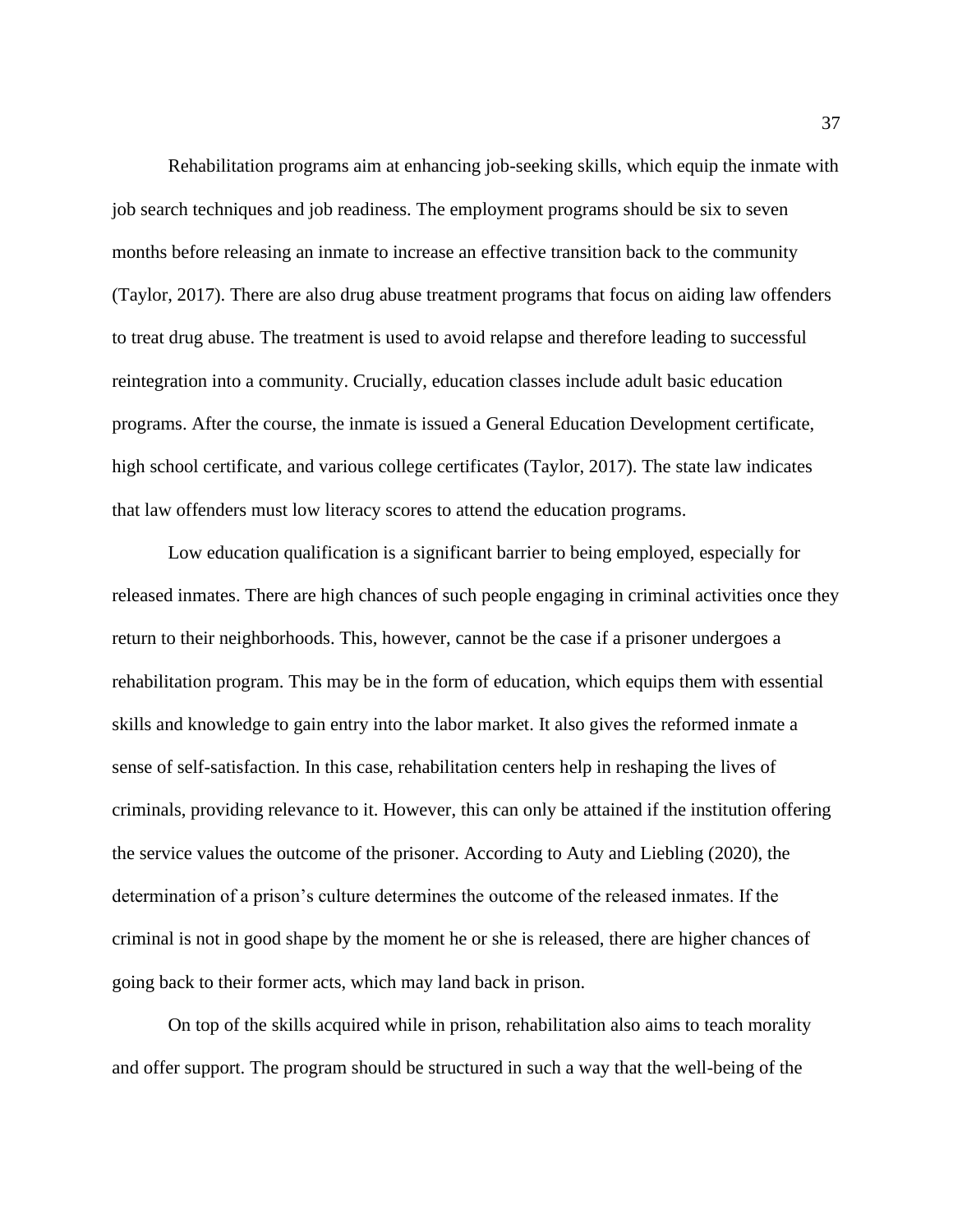Rehabilitation programs aim at enhancing job-seeking skills, which equip the inmate with job search techniques and job readiness. The employment programs should be six to seven months before releasing an inmate to increase an effective transition back to the community (Taylor, 2017). There are also drug abuse treatment programs that focus on aiding law offenders to treat drug abuse. The treatment is used to avoid relapse and therefore leading to successful reintegration into a community. Crucially, education classes include adult basic education programs. After the course, the inmate is issued a General Education Development certificate, high school certificate, and various college certificates (Taylor, 2017). The state law indicates that law offenders must low literacy scores to attend the education programs.

Low education qualification is a significant barrier to being employed, especially for released inmates. There are high chances of such people engaging in criminal activities once they return to their neighborhoods. This, however, cannot be the case if a prisoner undergoes a rehabilitation program. This may be in the form of education, which equips them with essential skills and knowledge to gain entry into the labor market. It also gives the reformed inmate a sense of self-satisfaction. In this case, rehabilitation centers help in reshaping the lives of criminals, providing relevance to it. However, this can only be attained if the institution offering the service values the outcome of the prisoner. According to Auty and Liebling (2020), the determination of a prison's culture determines the outcome of the released inmates. If the criminal is not in good shape by the moment he or she is released, there are higher chances of going back to their former acts, which may land back in prison.

On top of the skills acquired while in prison, rehabilitation also aims to teach morality and offer support. The program should be structured in such a way that the well-being of the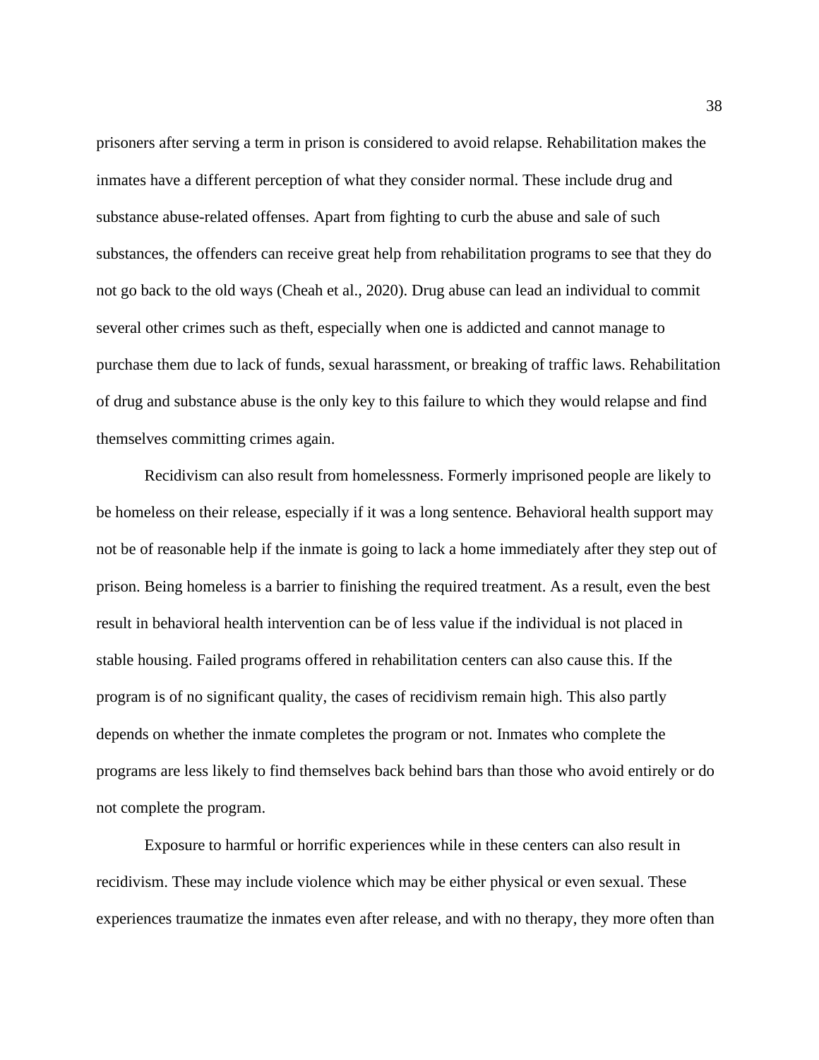prisoners after serving a term in prison is considered to avoid relapse. Rehabilitation makes the inmates have a different perception of what they consider normal. These include drug and substance abuse-related offenses. Apart from fighting to curb the abuse and sale of such substances, the offenders can receive great help from rehabilitation programs to see that they do not go back to the old ways (Cheah et al., 2020). Drug abuse can lead an individual to commit several other crimes such as theft, especially when one is addicted and cannot manage to purchase them due to lack of funds, sexual harassment, or breaking of traffic laws. Rehabilitation of drug and substance abuse is the only key to this failure to which they would relapse and find themselves committing crimes again.

Recidivism can also result from homelessness. Formerly imprisoned people are likely to be homeless on their release, especially if it was a long sentence. Behavioral health support may not be of reasonable help if the inmate is going to lack a home immediately after they step out of prison. Being homeless is a barrier to finishing the required treatment. As a result, even the best result in behavioral health intervention can be of less value if the individual is not placed in stable housing. Failed programs offered in rehabilitation centers can also cause this. If the program is of no significant quality, the cases of recidivism remain high. This also partly depends on whether the inmate completes the program or not. Inmates who complete the programs are less likely to find themselves back behind bars than those who avoid entirely or do not complete the program.

Exposure to harmful or horrific experiences while in these centers can also result in recidivism. These may include violence which may be either physical or even sexual. These experiences traumatize the inmates even after release, and with no therapy, they more often than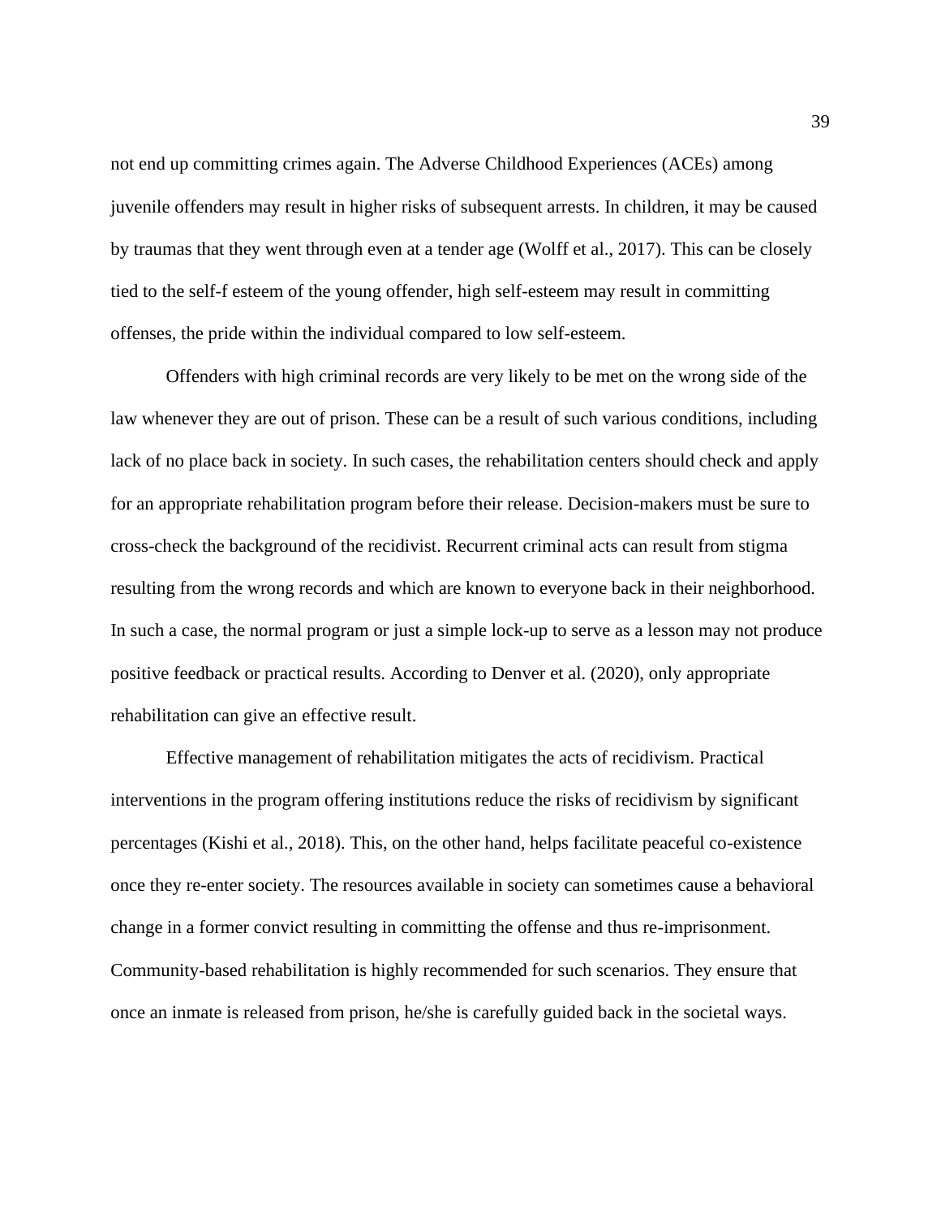not end up committing crimes again. The Adverse Childhood Experiences (ACEs) among juvenile offenders may result in higher risks of subsequent arrests. In children, it may be caused by traumas that they went through even at a tender age (Wolff et al., 2017). This can be closely tied to the self-f esteem of the young offender, high self-esteem may result in committing offenses, the pride within the individual compared to low self-esteem.

Offenders with high criminal records are very likely to be met on the wrong side of the law whenever they are out of prison. These can be a result of such various conditions, including lack of no place back in society. In such cases, the rehabilitation centers should check and apply for an appropriate rehabilitation program before their release. Decision-makers must be sure to cross-check the background of the recidivist. Recurrent criminal acts can result from stigma resulting from the wrong records and which are known to everyone back in their neighborhood. In such a case, the normal program or just a simple lock-up to serve as a lesson may not produce positive feedback or practical results. According to Denver et al. (2020), only appropriate rehabilitation can give an effective result.

Effective management of rehabilitation mitigates the acts of recidivism. Practical interventions in the program offering institutions reduce the risks of recidivism by significant percentages (Kishi et al., 2018). This, on the other hand, helps facilitate peaceful co-existence once they re-enter society. The resources available in society can sometimes cause a behavioral change in a former convict resulting in committing the offense and thus re-imprisonment. Community-based rehabilitation is highly recommended for such scenarios. They ensure that once an inmate is released from prison, he/she is carefully guided back in the societal ways.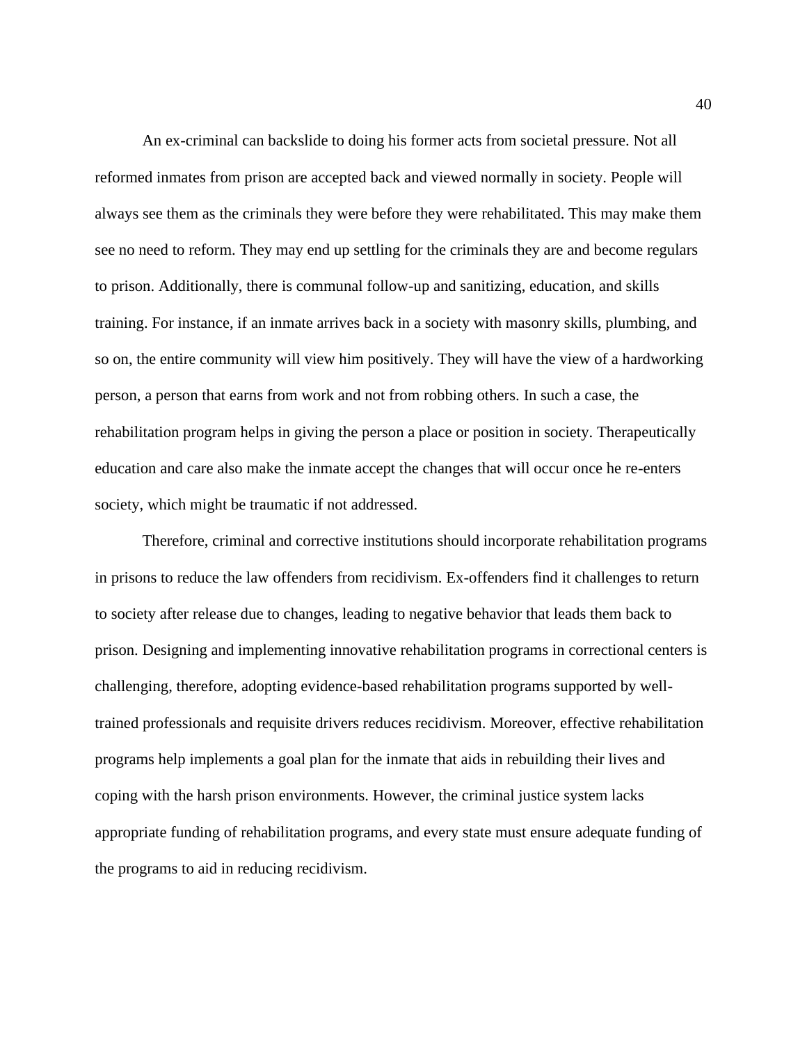An ex-criminal can backslide to doing his former acts from societal pressure. Not all reformed inmates from prison are accepted back and viewed normally in society. People will always see them as the criminals they were before they were rehabilitated. This may make them see no need to reform. They may end up settling for the criminals they are and become regulars to prison. Additionally, there is communal follow-up and sanitizing, education, and skills training. For instance, if an inmate arrives back in a society with masonry skills, plumbing, and so on, the entire community will view him positively. They will have the view of a hardworking person, a person that earns from work and not from robbing others. In such a case, the rehabilitation program helps in giving the person a place or position in society. Therapeutically education and care also make the inmate accept the changes that will occur once he re-enters society, which might be traumatic if not addressed.

Therefore, criminal and corrective institutions should incorporate rehabilitation programs in prisons to reduce the law offenders from recidivism. Ex-offenders find it challenges to return to society after release due to changes, leading to negative behavior that leads them back to prison. Designing and implementing innovative rehabilitation programs in correctional centers is challenging, therefore, adopting evidence-based rehabilitation programs supported by well-trained professionals and requisite drivers reduces recidivism. Moreover, effective rehabilitation programs help implements a goal plan for the inmate that aids in rebuilding their lives and coping with the harsh prison environments. However, the criminal justice system lacks appropriate funding of rehabilitation programs, and every state must ensure adequate funding of the programs to aid in reducing recidivism.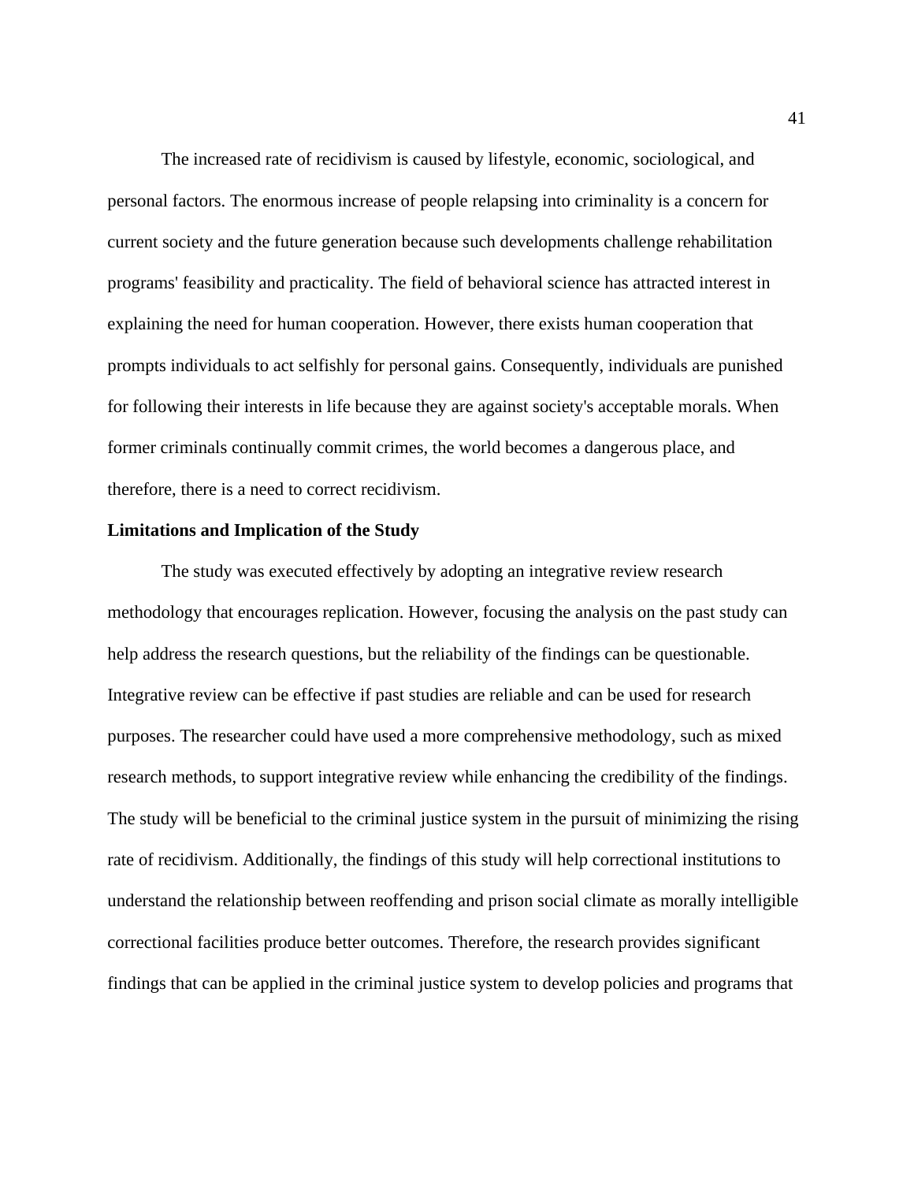The increased rate of recidivism is caused by lifestyle, economic, sociological, and personal factors. The enormous increase of people relapsing into criminality is a concern for current society and the future generation because such developments challenge rehabilitation programs' feasibility and practicality. The field of behavioral science has attracted interest in explaining the need for human cooperation. However, there exists human cooperation that prompts individuals to act selfishly for personal gains. Consequently, individuals are punished for following their interests in life because they are against society's acceptable morals. When former criminals continually commit crimes, the world becomes a dangerous place, and therefore, there is a need to correct recidivism.

**Limitations and Implication of the Study**

The study was executed effectively by adopting an integrative review research methodology that encourages replication. However, focusing the analysis on the past study can help address the research questions, but the reliability of the findings can be questionable. Integrative review can be effective if past studies are reliable and can be used for research purposes. The researcher could have used a more comprehensive methodology, such as mixed research methods, to support integrative review while enhancing the credibility of the findings. The study will be beneficial to the criminal justice system in the pursuit of minimizing the rising rate of recidivism. Additionally, the findings of this study will help correctional institutions to understand the relationship between reoffending and prison social climate as morally intelligible correctional facilities produce better outcomes. Therefore, the research provides significant findings that can be applied in the criminal justice system to develop policies and programs that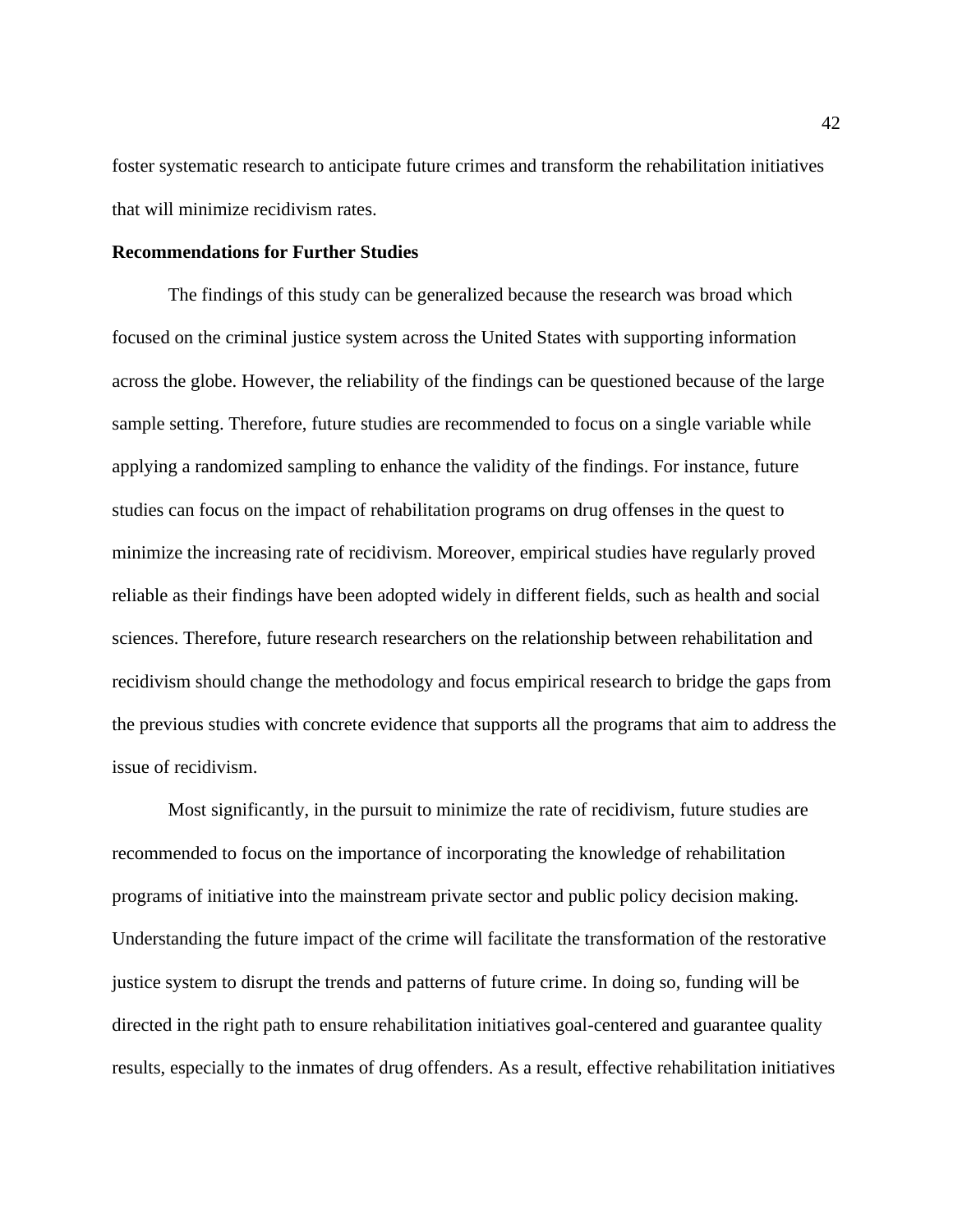foster systematic research to anticipate future crimes and transform the rehabilitation initiatives that will minimize recidivism rates.

**Recommendations for Further Studies**

The findings of this study can be generalized because the research was broad which focused on the criminal justice system across the United States with supporting information across the globe. However, the reliability of the findings can be questioned because of the large sample setting. Therefore, future studies are recommended to focus on a single variable while applying a randomized sampling to enhance the validity of the findings. For instance, future studies can focus on the impact of rehabilitation programs on drug offenses in the quest to minimize the increasing rate of recidivism. Moreover, empirical studies have regularly proved reliable as their findings have been adopted widely in different fields, such as health and social sciences. Therefore, future research researchers on the relationship between rehabilitation and recidivism should change the methodology and focus empirical research to bridge the gaps from the previous studies with concrete evidence that supports all the programs that aim to address the issue of recidivism.

Most significantly, in the pursuit to minimize the rate of recidivism, future studies are recommended to focus on the importance of incorporating the knowledge of rehabilitation programs of initiative into the mainstream private sector and public policy decision making. Understanding the future impact of the crime will facilitate the transformation of the restorative justice system to disrupt the trends and patterns of future crime. In doing so, funding will be directed in the right path to ensure rehabilitation initiatives goal-centered and guarantee quality results, especially to the inmates of drug offenders. As a result, effective rehabilitation initiatives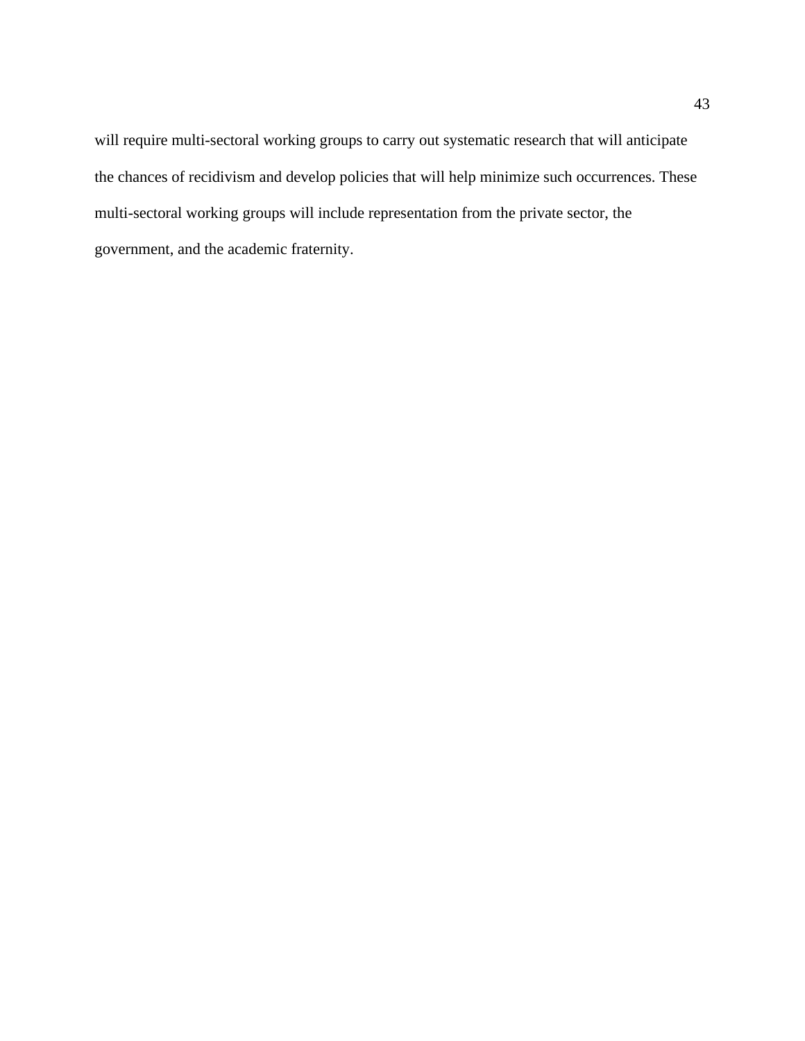will require multi-sectoral working groups to carry out systematic research that will anticipate the chances of recidivism and develop policies that will help minimize such occurrences. These multi-sectoral working groups will include representation from the private sector, the government, and the academic fraternity.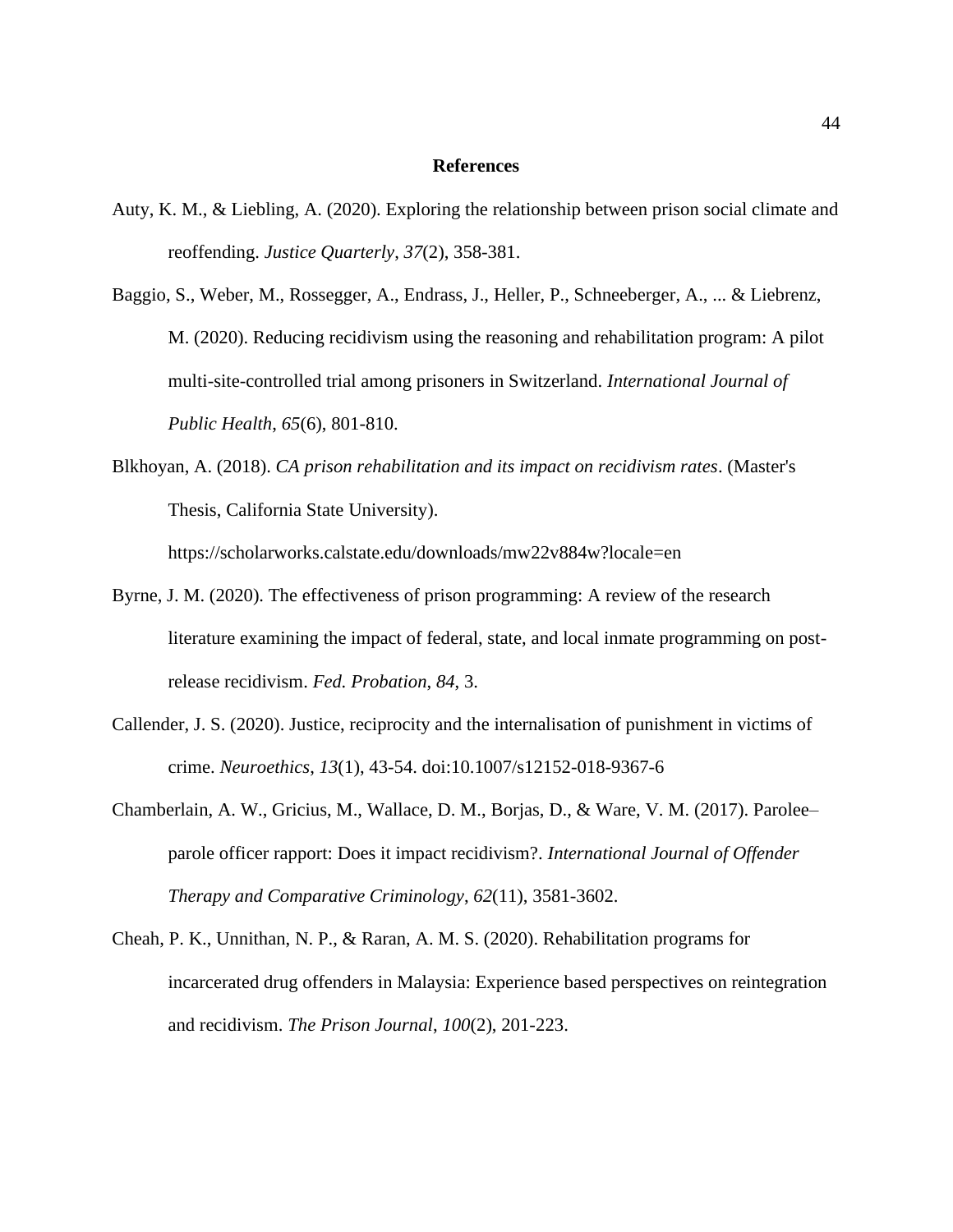# References

Auty, K. M., & Liebling, A. (2020). Exploring the relationship between prison social climate and reoffending. *Justice Quarterly*, *37*(2), 358-381.

Baggio, S., Weber, M., Rossegger, A., Endrass, J., Heller, P., Schneeberger, A., ... & Liebrenz, M. (2020). Reducing recidivism using the reasoning and rehabilitation program: A pilot multi-site-controlled trial among prisoners in Switzerland. *International Journal of Public Health*, *65*(6), 801-810.

Blkhoyan, A. (2018). *CA prison rehabilitation and its impact on recidivism rates*. (Master's Thesis, California State University). https://scholarworks.calstate.edu/downloads/mw22v884w?locale=en

Byrne, J. M. (2020). The effectiveness of prison programming: A review of the research literature examining the impact of federal, state, and local inmate programming on post-release recidivism. *Fed. Probation*, *84*, 3.

Callender, J. S. (2020). Justice, reciprocity and the internalisation of punishment in victims of crime. *Neuroethics*, *13*(1), 43-54. doi:10.1007/s12152-018-9367-6

Chamberlain, A. W., Gricius, M., Wallace, D. M., Borjas, D., & Ware, V. M. (2017). Parolee–parole officer rapport: Does it impact recidivism?. *International Journal of Offender Therapy and Comparative Criminology*, *62*(11), 3581-3602.

Cheah, P. K., Unnithan, N. P., & Raran, A. M. S. (2020). Rehabilitation programs for incarcerated drug offenders in Malaysia: Experience based perspectives on reintegration and recidivism. *The Prison Journal*, *100*(2), 201-223.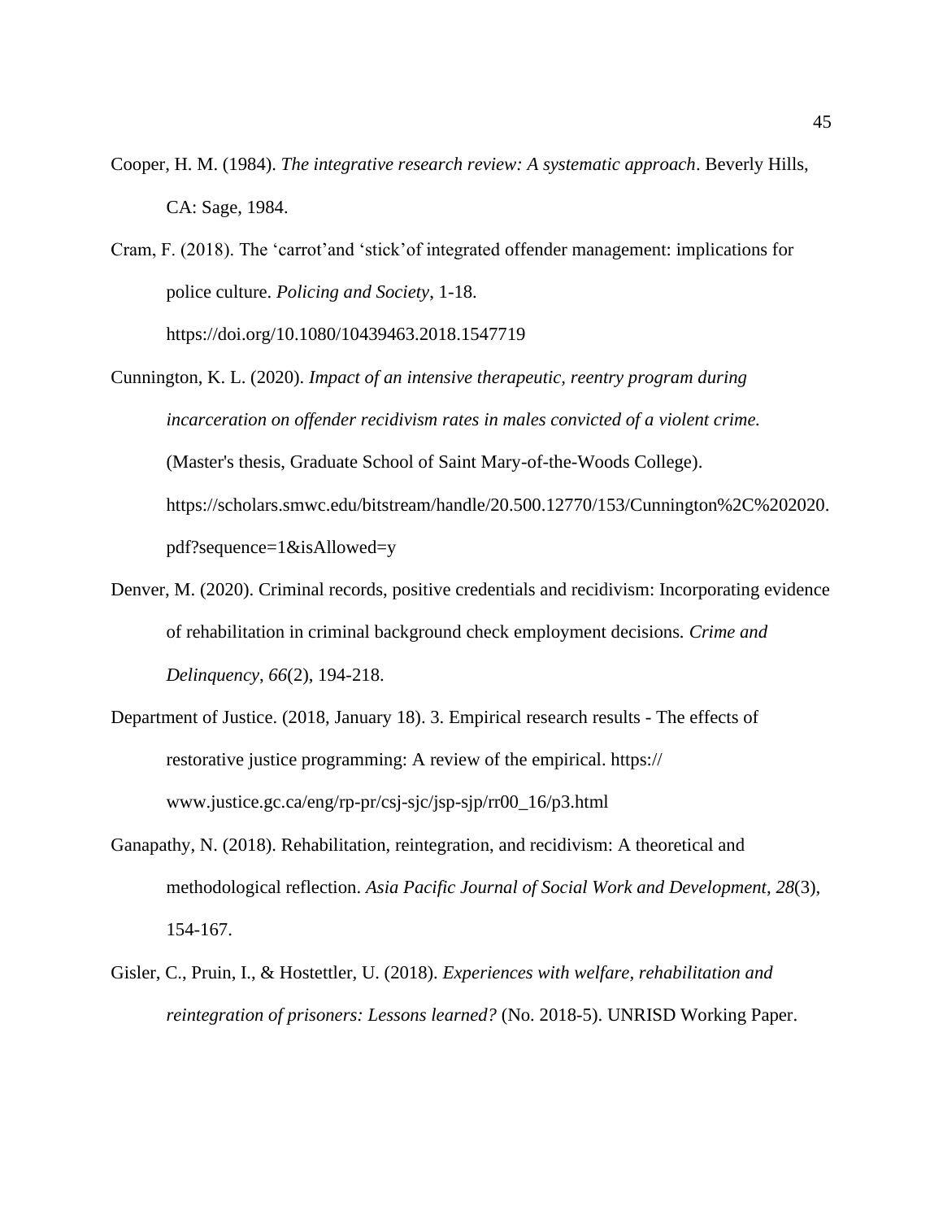Cooper, H. M. (1984). *The integrative research review: A systematic approach*. Beverly Hills, CA: Sage, 1984.

Cram, F. (2018). The 'carrot'and 'stick'of integrated offender management: implications for police culture. *Policing and Society*, 1-18. https://doi.org/10.1080/10439463.2018.1547719

Cunnington, K. L. (2020). *Impact of an intensive therapeutic, reentry program during incarceration on offender recidivism rates in males convicted of a violent crime.* (Master's thesis, Graduate School of Saint Mary-of-the-Woods College). https://scholars.smwc.edu/bitstream/handle/20.500.12770/153/Cunnington%2C%202020.pdf?sequence=1&isAllowed=y

Denver, M. (2020). Criminal records, positive credentials and recidivism: Incorporating evidence of rehabilitation in criminal background check employment decisions. *Crime and Delinquency*, *66*(2), 194-218.

Department of Justice. (2018, January 18). 3. Empirical research results - The effects of restorative justice programming: A review of the empirical. https:// www.justice.gc.ca/eng/rp-pr/csj-sjc/jsp-sjp/rr00_16/p3.html

Ganapathy, N. (2018). Rehabilitation, reintegration, and recidivism: A theoretical and methodological reflection. *Asia Pacific Journal of Social Work and Development*, *28*(3), 154-167.

Gisler, C., Pruin, I., & Hostettler, U. (2018). *Experiences with welfare, rehabilitation and reintegration of prisoners: Lessons learned?* (No. 2018-5). UNRISD Working Paper.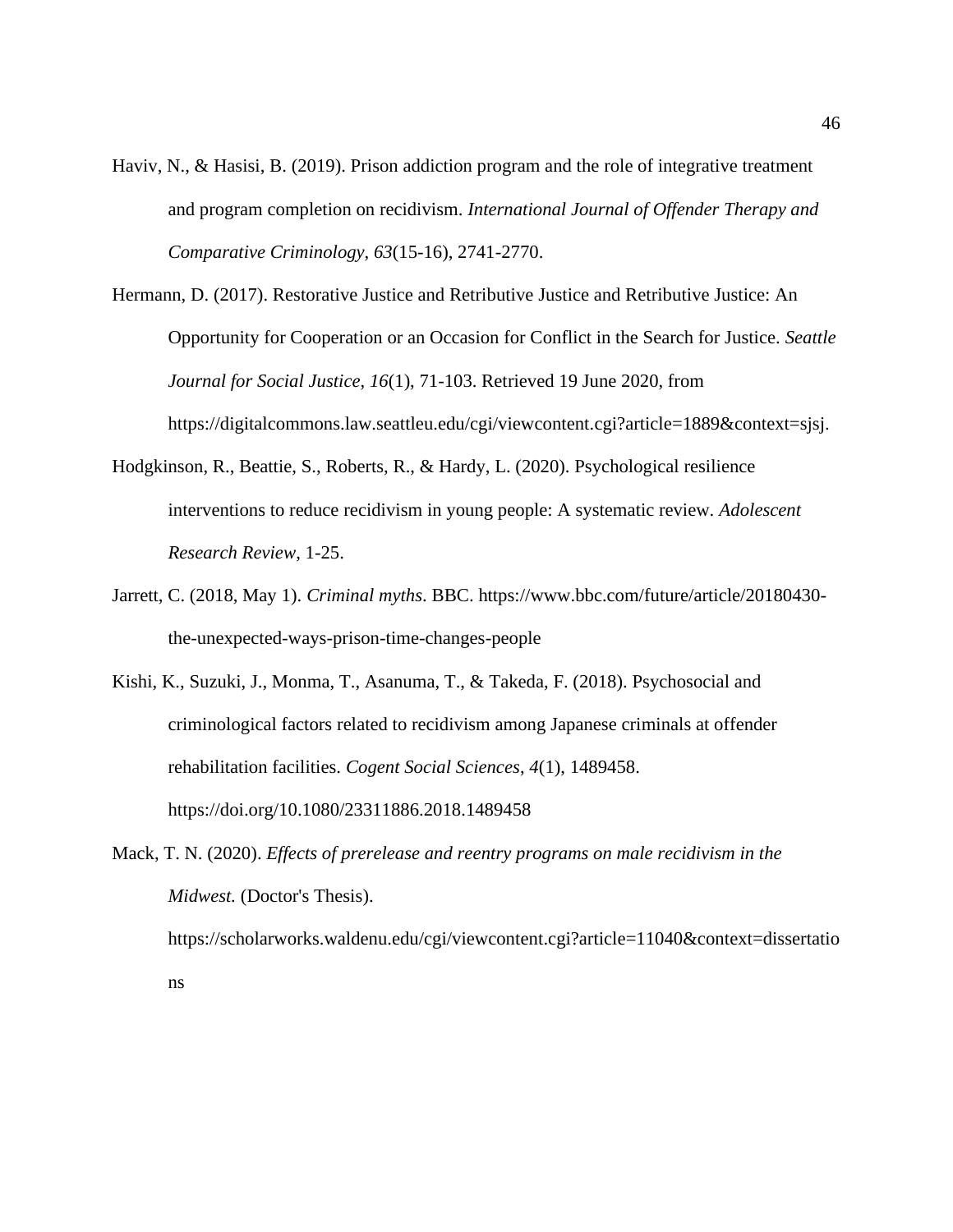Haviv, N., & Hasisi, B. (2019). Prison addiction program and the role of integrative treatment and program completion on recidivism. *International Journal of Offender Therapy and Comparative Criminology*, *63*(15-16), 2741-2770.

Hermann, D. (2017). Restorative Justice and Retributive Justice and Retributive Justice: An Opportunity for Cooperation or an Occasion for Conflict in the Search for Justice. *Seattle Journal for Social Justice*, *16*(1), 71-103. Retrieved 19 June 2020, from https://digitalcommons.law.seattleu.edu/cgi/viewcontent.cgi?article=1889&context=sjsj.

Hodgkinson, R., Beattie, S., Roberts, R., & Hardy, L. (2020). Psychological resilience interventions to reduce recidivism in young people: A systematic review. *Adolescent Research Review*, 1-25.

Jarrett, C. (2018, May 1). *Criminal myths*. BBC. https://www.bbc.com/future/article/20180430-the-unexpected-ways-prison-time-changes-people

Kishi, K., Suzuki, J., Monma, T., Asanuma, T., & Takeda, F. (2018). Psychosocial and criminological factors related to recidivism among Japanese criminals at offender rehabilitation facilities. *Cogent Social Sciences*, *4*(1), 1489458. https://doi.org/10.1080/23311886.2018.1489458

Mack, T. N. (2020). *Effects of prerelease and reentry programs on male recidivism in the Midwest.* (Doctor's Thesis). https://scholarworks.waldenu.edu/cgi/viewcontent.cgi?article=11040&context=dissertations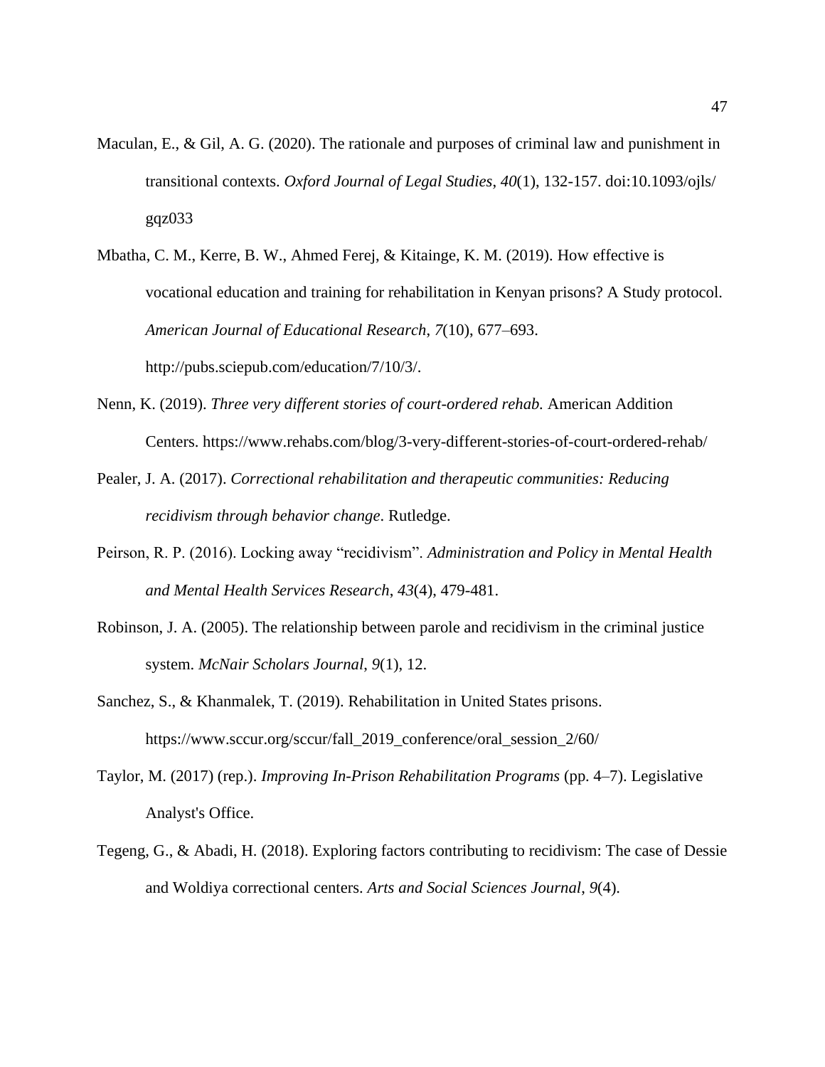Maculan, E., & Gil, A. G. (2020). The rationale and purposes of criminal law and punishment in transitional contexts. *Oxford Journal of Legal Studies*, *40*(1), 132-157. doi:10.1093/ojls/gqz033

Mbatha, C. M., Kerre, B. W., Ahmed Ferej, & Kitainge, K. M. (2019). How effective is vocational education and training for rehabilitation in Kenyan prisons? A Study protocol. *American Journal of Educational Research*, *7*(10), 677–693. http://pubs.sciepub.com/education/7/10/3/.

Nenn, K. (2019). *Three very different stories of court-ordered rehab.* American Addition Centers. https://www.rehabs.com/blog/3-very-different-stories-of-court-ordered-rehab/

Pealer, J. A. (2017). *Correctional rehabilitation and therapeutic communities: Reducing recidivism through behavior change*. Rutledge.

Peirson, R. P. (2016). Locking away "recidivism". *Administration and Policy in Mental Health and Mental Health Services Research*, *43*(4), 479-481.

Robinson, J. A. (2005). The relationship between parole and recidivism in the criminal justice system. *McNair Scholars Journal*, *9*(1), 12.

Sanchez, S., & Khanmalek, T. (2019). Rehabilitation in United States prisons. https://www.sccur.org/sccur/fall_2019_conference/oral_session_2/60/

Taylor, M. (2017) (rep.). *Improving In-Prison Rehabilitation Programs* (pp. 4–7). Legislative Analyst's Office.

Tegeng, G., & Abadi, H. (2018). Exploring factors contributing to recidivism: The case of Dessie and Woldiya correctional centers. *Arts and Social Sciences Journal*, *9*(4).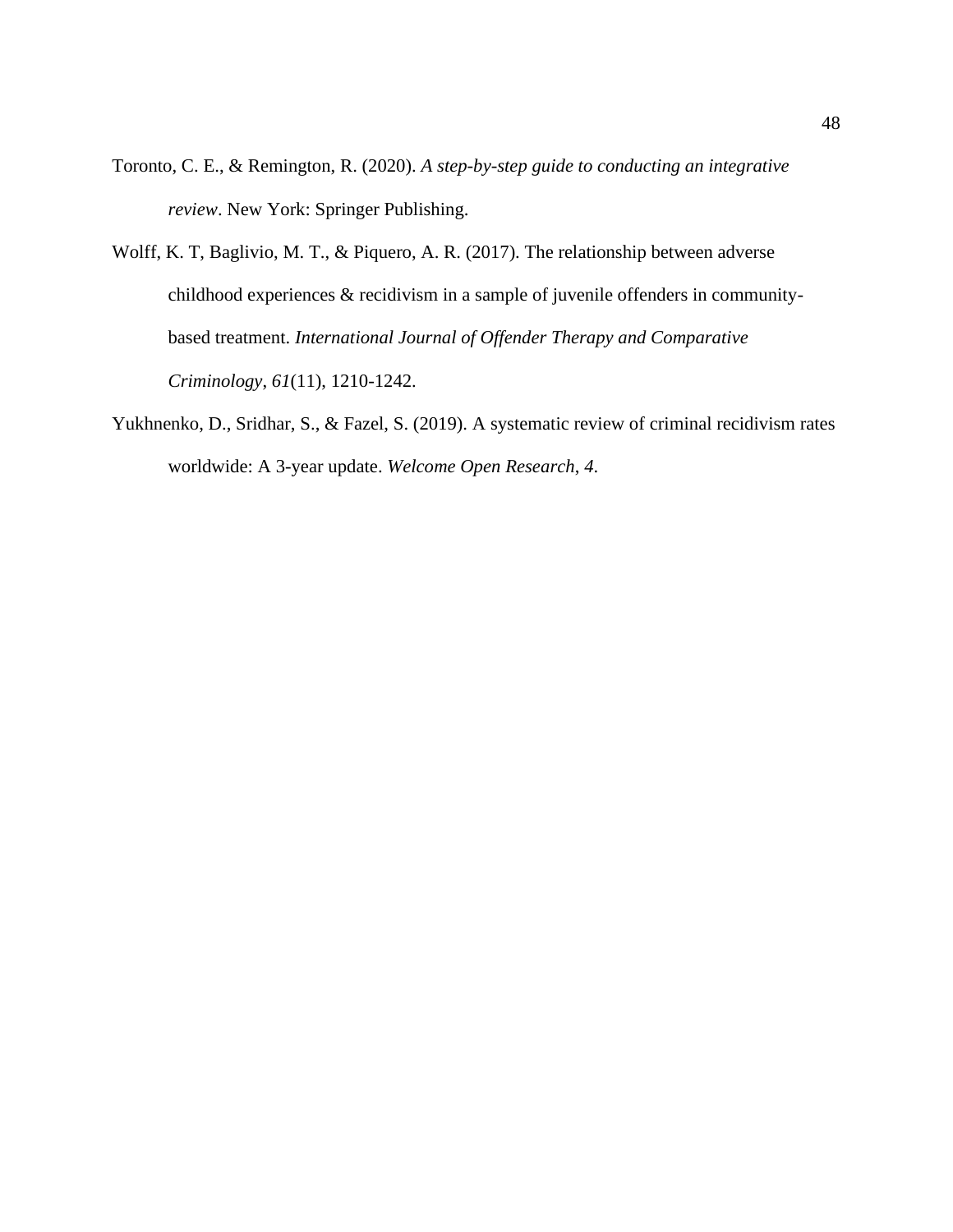Toronto, C. E., & Remington, R. (2020). *A step-by-step guide to conducting an integrative review*. New York: Springer Publishing.

Wolff, K. T, Baglivio, M. T., & Piquero, A. R. (2017). The relationship between adverse childhood experiences & recidivism in a sample of juvenile offenders in community-based treatment. *International Journal of Offender Therapy and Comparative Criminology*, *61*(11), 1210-1242.

Yukhnenko, D., Sridhar, S., & Fazel, S. (2019). A systematic review of criminal recidivism rates worldwide: A 3-year update. *Welcome Open Research*, *4*.